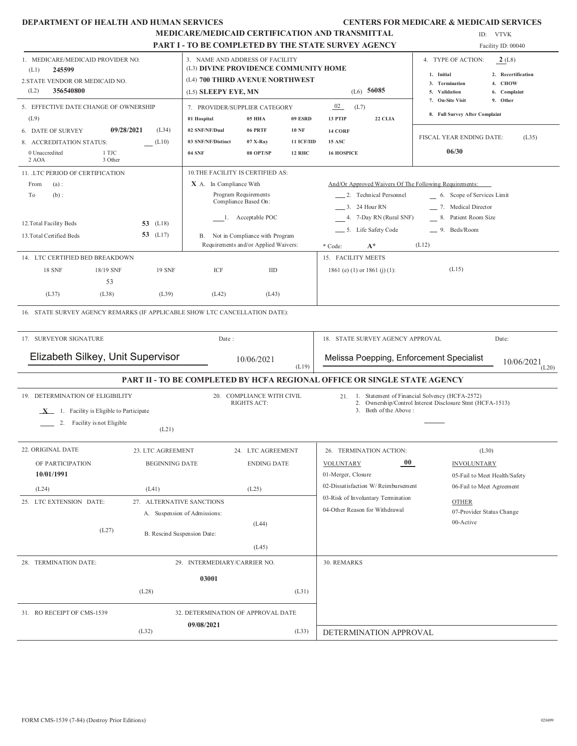DEPARTMENT OF HEALTH AND HUMAN SERVICES | CENTERS FOR MEDICARE & MEDICAID SERVICES

# MEDICARE/MEDICAID CERTIFICATION AND TRANSMITTAL

ID: VTVK

## PART I - TO BE COMPLETED BY THE STATE SURVEY AGENCY

Facility ID: 00040

1. MEDICARE/MEDICAID PROVIDER NO. (L1) **245599**

2. STATE VENDOR OR MEDICAID NO. (L2) **356540800**

3. NAME AND ADDRESS OF FACILITY
(L3) **DIVINE PROVIDENCE COMMUNITY HOME**
(L4) **700 THIRD AVENUE NORTHWEST**
(L5) **SLEEPY EYE, MN** (L6) **56085**

4. TYPE OF ACTION: **2** (L8)
1. Initial 2. Recertification
3. Termination 4. CHOW
5. Validation 6. Complaint
7. On-Site Visit 9. Other
8. Full Survey After Complaint

5. EFFECTIVE DATE CHANGE OF OWNERSHIP (L9)

6. DATE OF SURVEY **09/28/2021** (L34)

8. ACCREDITATION STATUS: ___ (L10)
0 Unaccredited 1 TJC
2 AOA 3 Other

7. PROVIDER/SUPPLIER CATEGORY 02 (L7)

| | | | | |
|---|---|---|---|---|
| 01 Hospital | 05 HHA | 09 ESRD | 13 PTIP | 22 CLIA |
| 02 SNF/NF/Dual | 06 PRTF | 10 NF | 14 CORF | |
| 03 SNF/NF/Distinct | 07 X-Ray | 11 ICF/IID | 15 ASC | |
| 04 SNF | 08 OPT/SP | 12 RHC | 16 HOSPICE | |

FISCAL YEAR ENDING DATE: (L35) **06/30**

11. .LTC PERIOD OF CERTIFICATION
From (a) :
To (b) :

12.Total Facility Beds **53** (L18)

13.Total Certified Beds **53** (L17)

10.THE FACILITY IS CERTIFIED AS:
**X** A. In Compliance With
Program Requirements
Compliance Based On:
___1. Acceptable POC
B. Not in Compliance with Program
Requirements and/or Applied Waivers:

And/Or Approved Waivers Of The Following Requirements:
___ 2. Technical Personnel ___ 6. Scope of Services Limit
___ 3. 24 Hour RN ___ 7. Medical Director
___ 4. 7-Day RN (Rural SNF) ___ 8. Patient Room Size
___ 5. Life Safety Code ___ 9. Beds/Room
* Code: **A*** (L12)

14. LTC CERTIFIED BED BREAKDOWN

| 18 SNF | 18/19 SNF | 19 SNF | ICF | IID |
|---|---|---|---|---|
| | 53 | | | |
| (L37) | (L38) | (L39) | (L42) | (L43) |

15. FACILITY MEETS
1861 (e) (1) or 1861 (j) (1): (L15)

16. STATE SURVEY AGENCY REMARKS (IF APPLICABLE SHOW LTC CANCELLATION DATE):

17. SURVEYOR SIGNATURE Date :
Elizabeth Silkey, Unit Supervisor 10/06/2021 (L19)

18. STATE SURVEY AGENCY APPROVAL Date:
Melissa Poepping, Enforcement Specialist 10/06/2021 (L20)

## PART II - TO BE COMPLETED BY HCFA REGIONAL OFFICE OR SINGLE STATE AGENCY

19. DETERMINATION OF ELIGIBILITY
**X** 1. Facility is Eligible to Participate
___ 2. Facility is not Eligible
(L21)

20. COMPLIANCE WITH CIVIL RIGHTS ACT:

21. 1. Statement of Financial Solvency (HCFA-2572)
2. Ownership/Control Interest Disclosure Stmt (HCFA-1513)
3. Both of the Above :

22. ORIGINAL DATE OF PARTICIPATION
**10/01/1991**
(L24)

23. LTC AGREEMENT BEGINNING DATE
(L41)

24. LTC AGREEMENT ENDING DATE
(L25)

25. LTC EXTENSION DATE:
(L27)

27. ALTERNATIVE SANCTIONS
A. Suspension of Admissions:
(L44)
B. Rescind Suspension Date:
(L45)

26. TERMINATION ACTION: (L30)
VOLUNTARY **00**
01-Merger, Closure
02-Dissatisfaction W/ Reimbursement
03-Risk of Involuntary Termination
04-Other Reason for Withdrawal

INVOLUNTARY
05-Fail to Meet Health/Safety
06-Fail to Meet Agreement

OTHER
07-Provider Status Change
00-Active

28. TERMINATION DATE:
(L28)

29. INTERMEDIARY/CARRIER NO.
**03001**
(L31)

30. REMARKS

31. RO RECEIPT OF CMS-1539
(L32)

32. DETERMINATION OF APPROVAL DATE
**09/08/2021**
(L33)

DETERMINATION APPROVAL

FORM CMS-1539 (7-84) (Destroy Prior Editions) 020499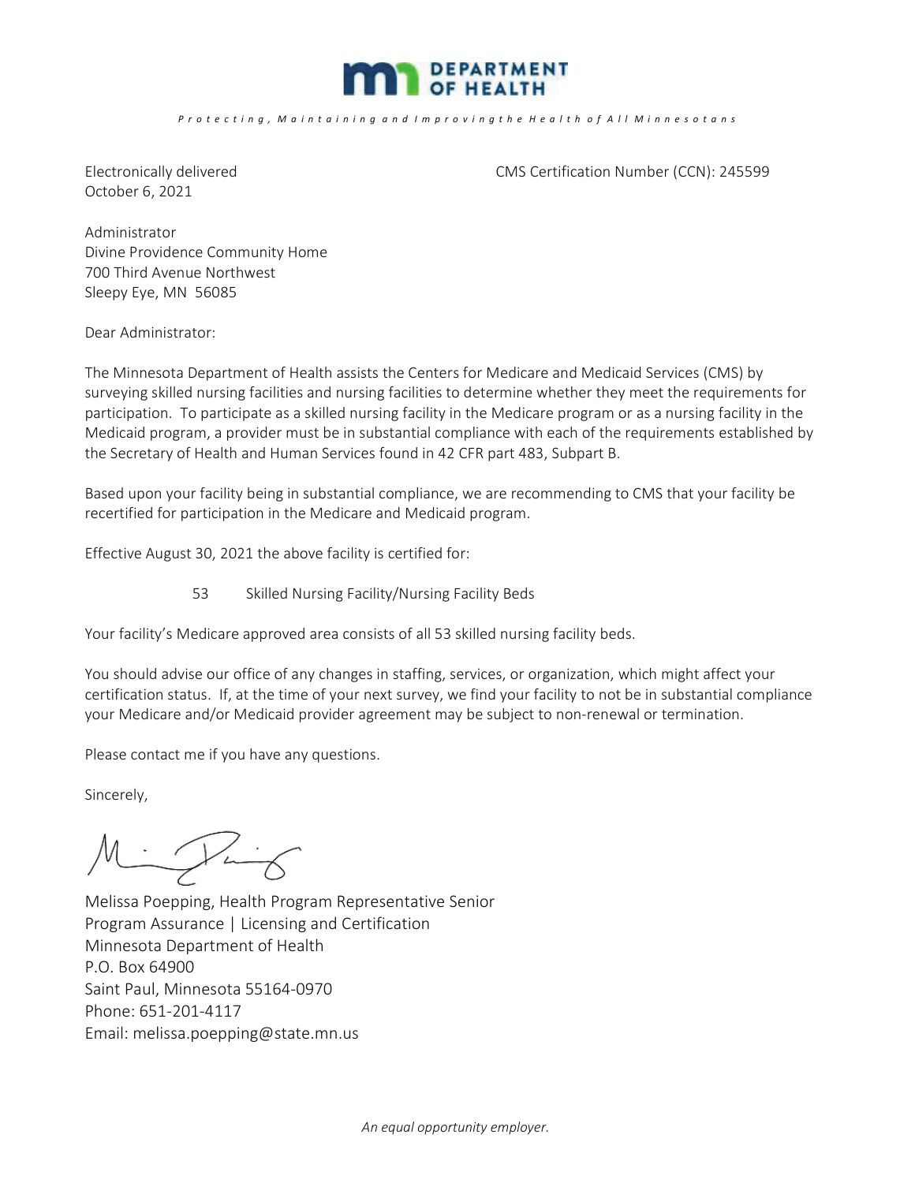**DEPARTMENT OF HEALTH**

*Protecting, Maintaining and Improving the Health of All Minnesotans*

Electronically delivered
October 6, 2021

CMS Certification Number (CCN): 245599

Administrator
Divine Providence Community Home
700 Third Avenue Northwest
Sleepy Eye, MN 56085

Dear Administrator:

The Minnesota Department of Health assists the Centers for Medicare and Medicaid Services (CMS) by surveying skilled nursing facilities and nursing facilities to determine whether they meet the requirements for participation. To participate as a skilled nursing facility in the Medicare program or as a nursing facility in the Medicaid program, a provider must be in substantial compliance with each of the requirements established by the Secretary of Health and Human Services found in 42 CFR part 483, Subpart B.

Based upon your facility being in substantial compliance, we are recommending to CMS that your facility be recertified for participation in the Medicare and Medicaid program.

Effective August 30, 2021 the above facility is certified for:

53 Skilled Nursing Facility/Nursing Facility Beds

Your facility's Medicare approved area consists of all 53 skilled nursing facility beds.

You should advise our office of any changes in staffing, services, or organization, which might affect your certification status. If, at the time of your next survey, we find your facility to not be in substantial compliance your Medicare and/or Medicaid provider agreement may be subject to non-renewal or termination.

Please contact me if you have any questions.

Sincerely,

Melissa Poepping, Health Program Representative Senior
Program Assurance | Licensing and Certification
Minnesota Department of Health
P.O. Box 64900
Saint Paul, Minnesota 55164-0970
Phone: 651-201-4117
Email: melissa.poepping@state.mn.us

*An equal opportunity employer.*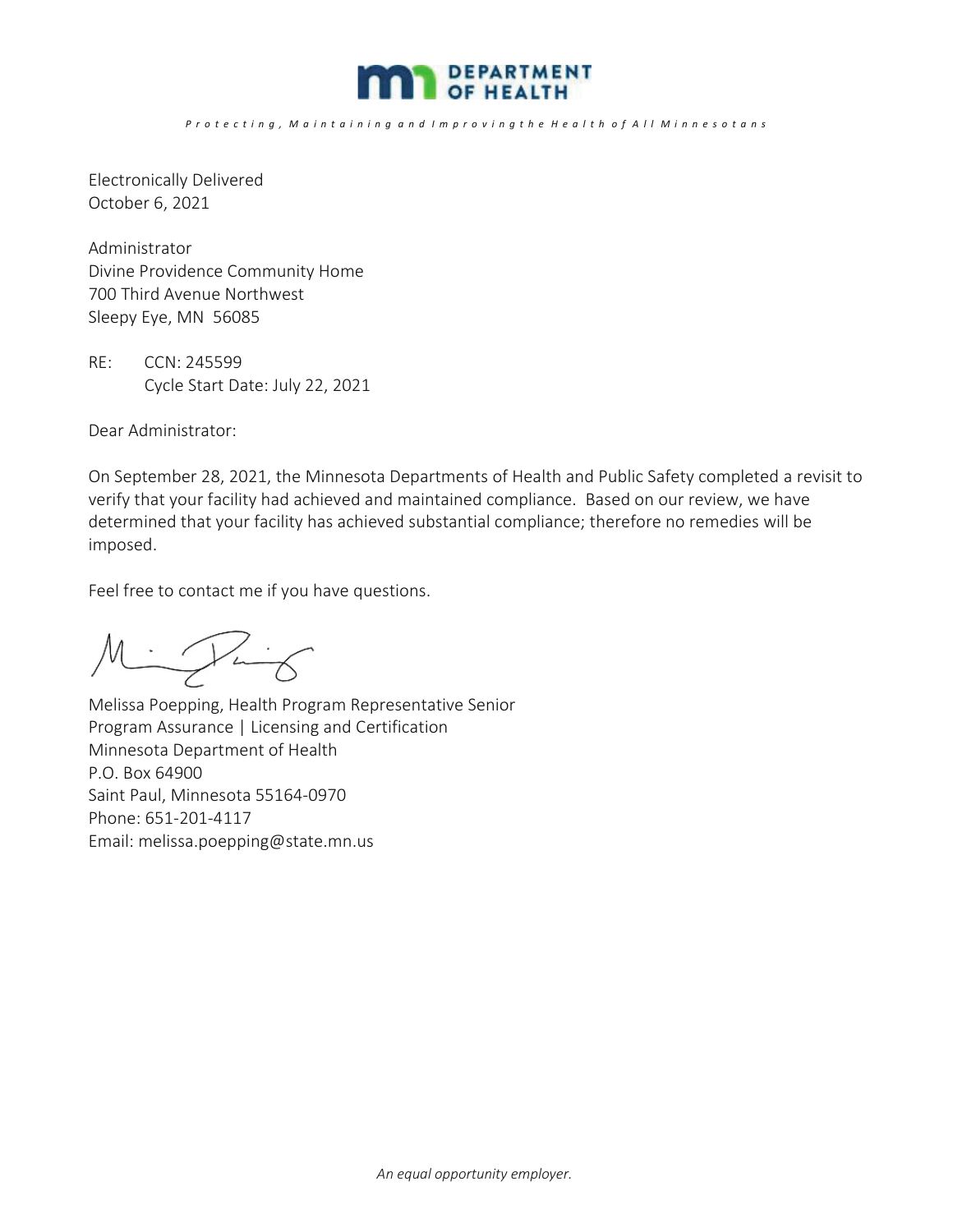DEPARTMENT OF HEALTH

*Protecting, Maintaining and Improving the Health of All Minnesotans*

Electronically Delivered
October 6, 2021

Administrator
Divine Providence Community Home
700 Third Avenue Northwest
Sleepy Eye, MN 56085

RE: CCN: 245599
Cycle Start Date: July 22, 2021

Dear Administrator:

On September 28, 2021, the Minnesota Departments of Health and Public Safety completed a revisit to verify that your facility had achieved and maintained compliance. Based on our review, we have determined that your facility has achieved substantial compliance; therefore no remedies will be imposed.

Feel free to contact me if you have questions.

Melissa Poepping, Health Program Representative Senior
Program Assurance | Licensing and Certification
Minnesota Department of Health
P.O. Box 64900
Saint Paul, Minnesota 55164-0970
Phone: 651-201-4117
Email: melissa.poepping@state.mn.us

*An equal opportunity employer.*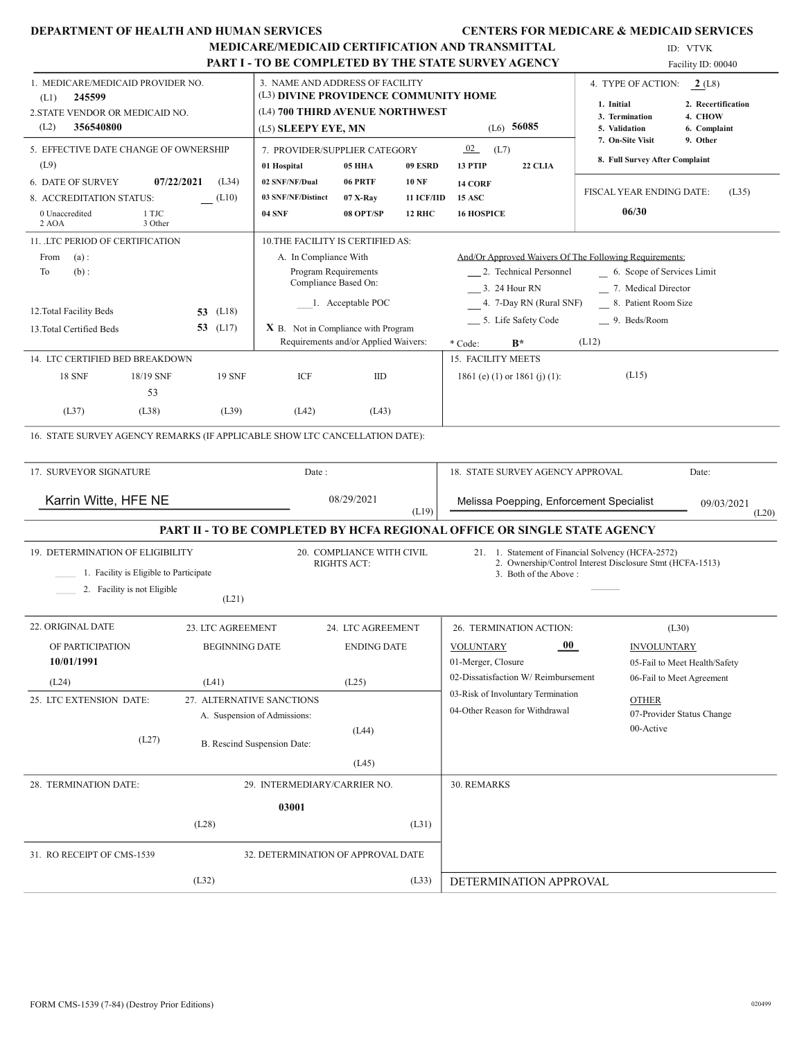**DEPARTMENT OF HEALTH AND HUMAN SERVICES** **CENTERS FOR MEDICARE & MEDICAID SERVICES**

**MEDICARE/MEDICAID CERTIFICATION AND TRANSMITTAL**

**PART I - TO BE COMPLETED BY THE STATE SURVEY AGENCY**

ID: VTVK

Facility ID: 00040

1. MEDICARE/MEDICAID PROVIDER NO. (L1) **245599**

2. STATE VENDOR OR MEDICAID NO. (L2) **356540800**

3. NAME AND ADDRESS OF FACILITY
(L3) **DIVINE PROVIDENCE COMMUNITY HOME**
(L4) **700 THIRD AVENUE NORTHWEST**
(L5) **SLEEPY EYE, MN** (L6) **56085**

4. TYPE OF ACTION: **2** (L8)

1. Initial
2. Recertification
3. Termination
4. CHOW
5. Validation
6. Complaint
7. On-Site Visit
8. Full Survey After Complaint
9. Other

5. EFFECTIVE DATE CHANGE OF OWNERSHIP (L9)

6. DATE OF SURVEY **07/22/2021** (L34)

8. ACCREDITATION STATUS: __ (L10)
0 Unaccredited, 1 TJC, 2 AOA, 3 Other

7. PROVIDER/SUPPLIER CATEGORY **02** (L7)

| | | | | |
|---|---|---|---|---|
| 01 Hospital | 05 HHA | 09 ESRD | 13 PTIP | 22 CLIA |
| 02 SNF/NF/Dual | 06 PRTF | 10 NF | 14 CORF | |
| 03 SNF/NF/Distinct | 07 X-Ray | 11 ICF/IID | 15 ASC | |
| 04 SNF | 08 OPT/SP | 12 RHC | 16 HOSPICE | |

FISCAL YEAR ENDING DATE: (L35) **06/30**

11. LTC PERIOD OF CERTIFICATION
From (a) :
To (b) :

12. Total Facility Beds **53** (L18)

13. Total Certified Beds **53** (L17)

10. THE FACILITY IS CERTIFIED AS:
A. In Compliance With Program Requirements Compliance Based On:
___ 1. Acceptable POC
**X** B. Not in Compliance with Program Requirements and/or Applied Waivers:

And/Or Approved Waivers Of The Following Requirements:
___ 2. Technical Personnel
___ 3. 24 Hour RN
___ 4. 7-Day RN (Rural SNF)
___ 5. Life Safety Code
__ 6. Scope of Services Limit
__ 7. Medical Director
__ 8. Patient Room Size
__ 9. Beds/Room

\* Code: **B\*** (L12)

14. LTC CERTIFIED BED BREAKDOWN

| 18 SNF | 18/19 SNF | 19 SNF | ICF | IID |
|---|---|---|---|---|
| | 53 | | | |
| (L37) | (L38) | (L39) | (L42) | (L43) |

15. FACILITY MEETS 1861 (e) (1) or 1861 (j) (1): (L15)

16. STATE SURVEY AGENCY REMARKS (IF APPLICABLE SHOW LTC CANCELLATION DATE):

17. SURVEYOR SIGNATURE: Karrin Witte, HFE NE — Date: 08/29/2021 (L19)

18. STATE SURVEY AGENCY APPROVAL: Melissa Poepping, Enforcement Specialist — Date: 09/03/2021 (L20)

**PART II - TO BE COMPLETED BY HCFA REGIONAL OFFICE OR SINGLE STATE AGENCY**

19. DETERMINATION OF ELIGIBILITY
____ 1. Facility is Eligible to Participate
____ 2. Facility is not Eligible
(L21)

20. COMPLIANCE WITH CIVIL RIGHTS ACT:

21. 1. Statement of Financial Solvency (HCFA-2572)
2. Ownership/Control Interest Disclosure Stmt (HCFA-1513)
3. Both of the Above :

22. ORIGINAL DATE OF PARTICIPATION **10/01/1991** (L24)

23. LTC AGREEMENT BEGINNING DATE (L41)

24. LTC AGREEMENT ENDING DATE (L25)

25. LTC EXTENSION DATE: (L27)

26. TERMINATION ACTION: (L30)

VOLUNTARY **00**
01-Merger, Closure
02-Dissatisfaction W/ Reimbursement
03-Risk of Involuntary Termination
04-Other Reason for Withdrawal

INVOLUNTARY
05-Fail to Meet Health/Safety
06-Fail to Meet Agreement

OTHER
07-Provider Status Change
00-Active

27. ALTERNATIVE SANCTIONS
A. Suspension of Admissions: (L44)
B. Rescind Suspension Date: (L45)

28. TERMINATION DATE: (L28)

29. INTERMEDIARY/CARRIER NO. **03001** (L31)

30. REMARKS

31. RO RECEIPT OF CMS-1539 (L32)

32. DETERMINATION OF APPROVAL DATE (L33)

DETERMINATION APPROVAL

FORM CMS-1539 (7-84) (Destroy Prior Editions) 020499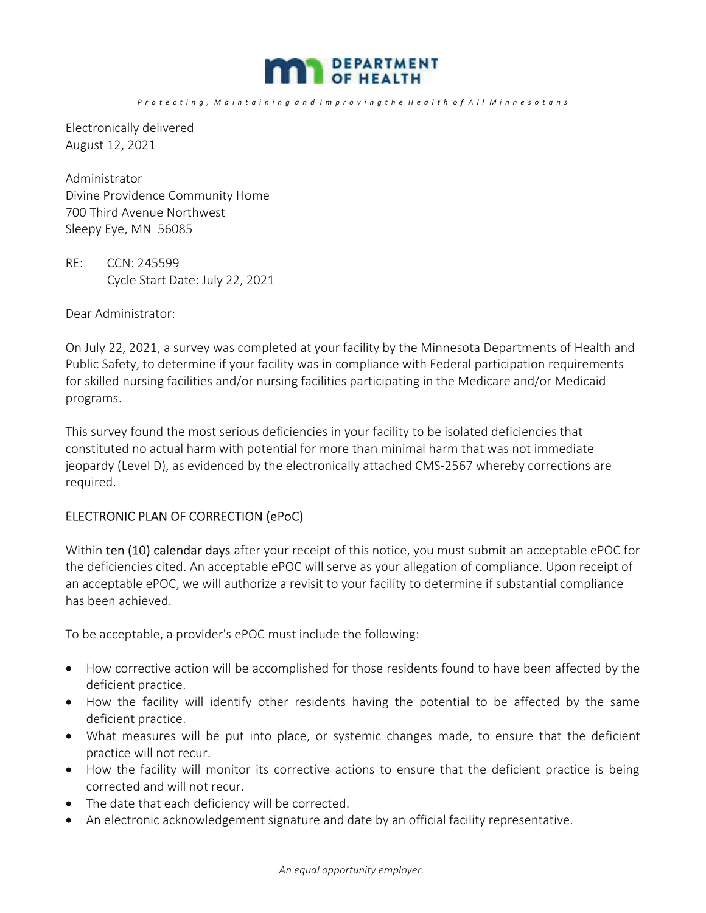# DEPARTMENT OF HEALTH

*Protecting, Maintaining and Improving the Health of All Minnesotans*

Electronically delivered
August 12, 2021

Administrator
Divine Providence Community Home
700 Third Avenue Northwest
Sleepy Eye, MN 56085

RE: CCN: 245599
Cycle Start Date: July 22, 2021

Dear Administrator:

On July 22, 2021, a survey was completed at your facility by the Minnesota Departments of Health and Public Safety, to determine if your facility was in compliance with Federal participation requirements for skilled nursing facilities and/or nursing facilities participating in the Medicare and/or Medicaid programs.

This survey found the most serious deficiencies in your facility to be isolated deficiencies that constituted no actual harm with potential for more than minimal harm that was not immediate jeopardy (Level D), as evidenced by the electronically attached CMS-2567 whereby corrections are required.

## ELECTRONIC PLAN OF CORRECTION (ePoC)

Within ten (10) calendar days after your receipt of this notice, you must submit an acceptable ePOC for the deficiencies cited. An acceptable ePOC will serve as your allegation of compliance. Upon receipt of an acceptable ePOC, we will authorize a revisit to your facility to determine if substantial compliance has been achieved.

To be acceptable, a provider's ePOC must include the following:

- How corrective action will be accomplished for those residents found to have been affected by the deficient practice.
- How the facility will identify other residents having the potential to be affected by the same deficient practice.
- What measures will be put into place, or systemic changes made, to ensure that the deficient practice will not recur.
- How the facility will monitor its corrective actions to ensure that the deficient practice is being corrected and will not recur.
- The date that each deficiency will be corrected.
- An electronic acknowledgement signature and date by an official facility representative.

*An equal opportunity employer.*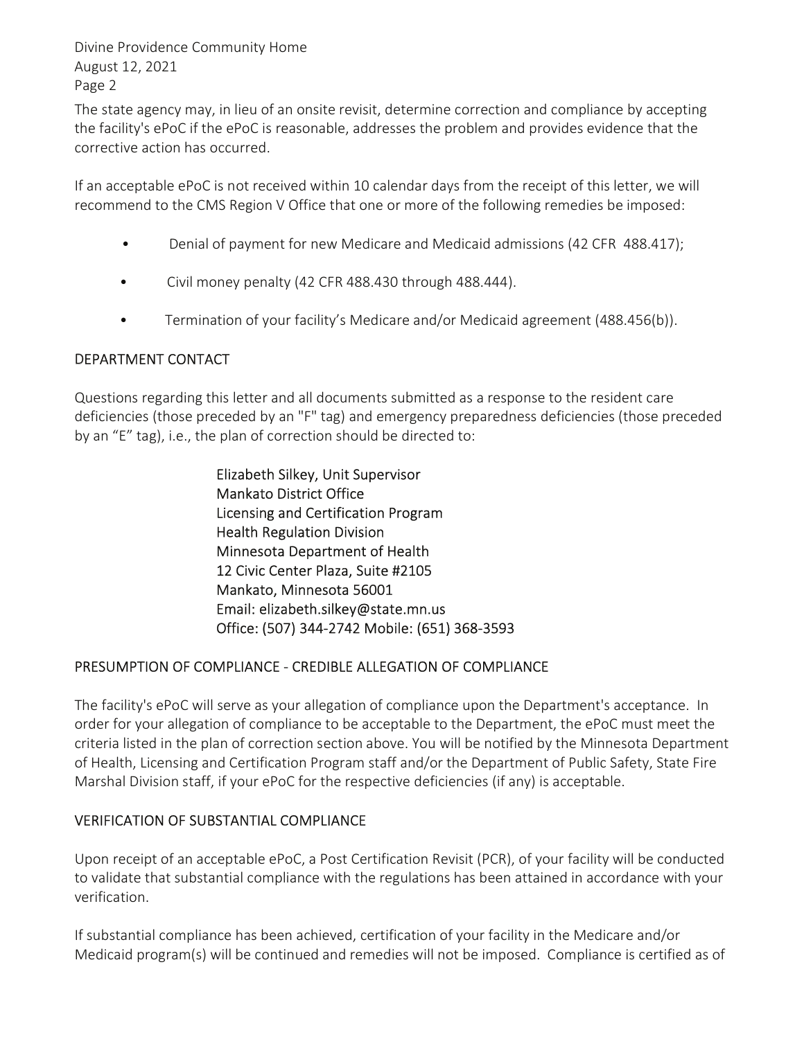The state agency may, in lieu of an onsite revisit, determine correction and compliance by accepting the facility's ePoC if the ePoC is reasonable, addresses the problem and provides evidence that the corrective action has occurred.

If an acceptable ePoC is not received within 10 calendar days from the receipt of this letter, we will recommend to the CMS Region V Office that one or more of the following remedies be imposed:

- Denial of payment for new Medicare and Medicaid admissions (42 CFR 488.417);
- Civil money penalty (42 CFR 488.430 through 488.444).
- Termination of your facility's Medicare and/or Medicaid agreement (488.456(b)).

## DEPARTMENT CONTACT

Questions regarding this letter and all documents submitted as a response to the resident care deficiencies (those preceded by an "F" tag) and emergency preparedness deficiencies (those preceded by an "E" tag), i.e., the plan of correction should be directed to:

Elizabeth Silkey, Unit Supervisor
Mankato District Office
Licensing and Certification Program
Health Regulation Division
Minnesota Department of Health
12 Civic Center Plaza, Suite #2105
Mankato, Minnesota 56001
Email: elizabeth.silkey@state.mn.us
Office: (507) 344-2742 Mobile: (651) 368-3593

## PRESUMPTION OF COMPLIANCE - CREDIBLE ALLEGATION OF COMPLIANCE

The facility's ePoC will serve as your allegation of compliance upon the Department's acceptance. In order for your allegation of compliance to be acceptable to the Department, the ePoC must meet the criteria listed in the plan of correction section above. You will be notified by the Minnesota Department of Health, Licensing and Certification Program staff and/or the Department of Public Safety, State Fire Marshal Division staff, if your ePoC for the respective deficiencies (if any) is acceptable.

## VERIFICATION OF SUBSTANTIAL COMPLIANCE

Upon receipt of an acceptable ePoC, a Post Certification Revisit (PCR), of your facility will be conducted to validate that substantial compliance with the regulations has been attained in accordance with your verification.

If substantial compliance has been achieved, certification of your facility in the Medicare and/or Medicaid program(s) will be continued and remedies will not be imposed. Compliance is certified as of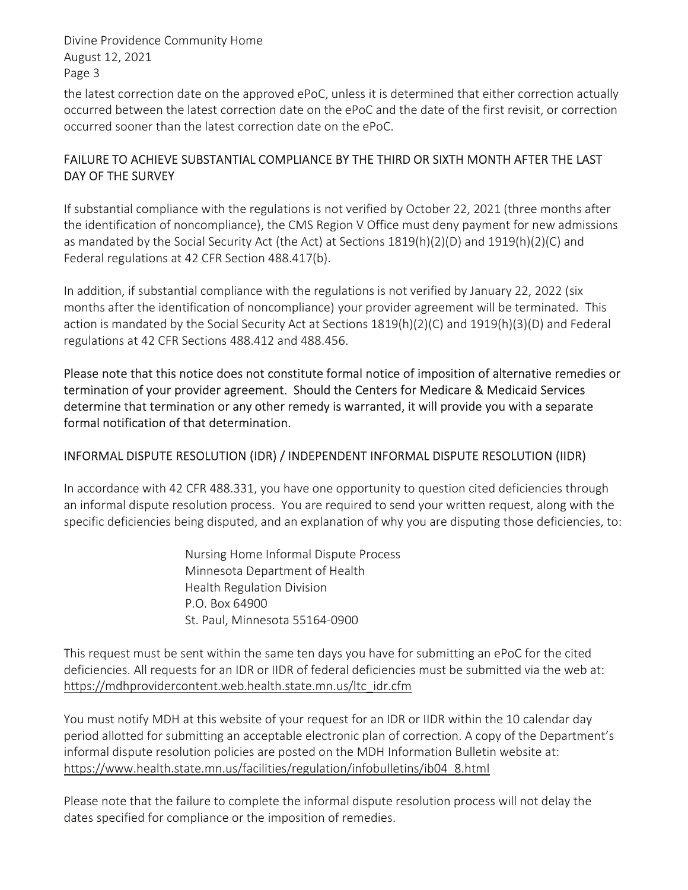the latest correction date on the approved ePoC, unless it is determined that either correction actually occurred between the latest correction date on the ePoC and the date of the first revisit, or correction occurred sooner than the latest correction date on the ePoC.

## FAILURE TO ACHIEVE SUBSTANTIAL COMPLIANCE BY THE THIRD OR SIXTH MONTH AFTER THE LAST DAY OF THE SURVEY

If substantial compliance with the regulations is not verified by October 22, 2021 (three months after the identification of noncompliance), the CMS Region V Office must deny payment for new admissions as mandated by the Social Security Act (the Act) at Sections 1819(h)(2)(D) and 1919(h)(2)(C) and Federal regulations at 42 CFR Section 488.417(b).

In addition, if substantial compliance with the regulations is not verified by January 22, 2022 (six months after the identification of noncompliance) your provider agreement will be terminated. This action is mandated by the Social Security Act at Sections 1819(h)(2)(C) and 1919(h)(3)(D) and Federal regulations at 42 CFR Sections 488.412 and 488.456.

Please note that this notice does not constitute formal notice of imposition of alternative remedies or termination of your provider agreement. Should the Centers for Medicare & Medicaid Services determine that termination or any other remedy is warranted, it will provide you with a separate formal notification of that determination.

## INFORMAL DISPUTE RESOLUTION (IDR) / INDEPENDENT INFORMAL DISPUTE RESOLUTION (IIDR)

In accordance with 42 CFR 488.331, you have one opportunity to question cited deficiencies through an informal dispute resolution process. You are required to send your written request, along with the specific deficiencies being disputed, and an explanation of why you are disputing those deficiencies, to:

Nursing Home Informal Dispute Process
Minnesota Department of Health
Health Regulation Division
P.O. Box 64900
St. Paul, Minnesota 55164-0900

This request must be sent within the same ten days you have for submitting an ePoC for the cited deficiencies. All requests for an IDR or IIDR of federal deficiencies must be submitted via the web at: https://mdhprovidercontent.web.health.state.mn.us/ltc_idr.cfm

You must notify MDH at this website of your request for an IDR or IIDR within the 10 calendar day period allotted for submitting an acceptable electronic plan of correction. A copy of the Department's informal dispute resolution policies are posted on the MDH Information Bulletin website at: https://www.health.state.mn.us/facilities/regulation/infobulletins/ib04_8.html

Please note that the failure to complete the informal dispute resolution process will not delay the dates specified for compliance or the imposition of remedies.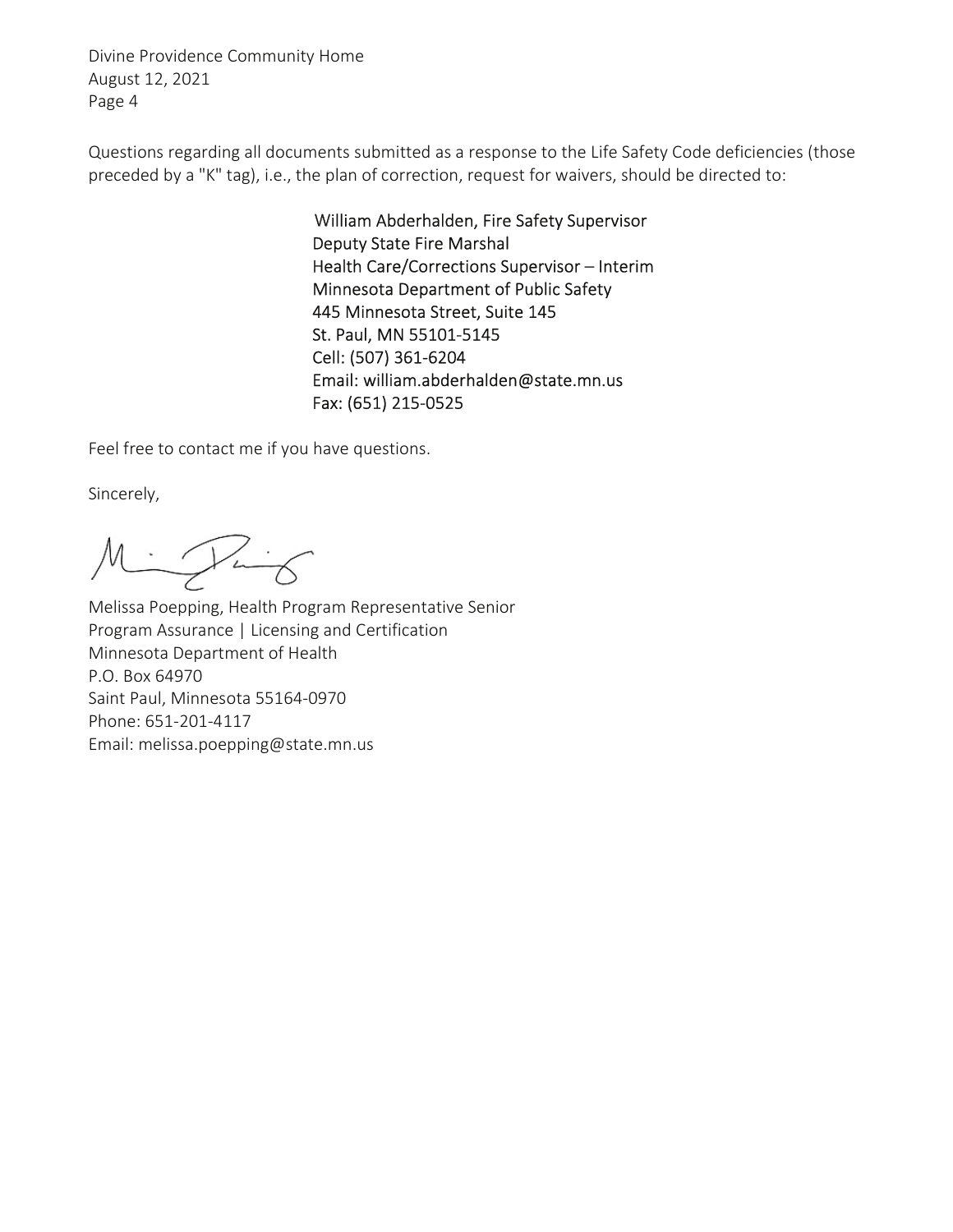Questions regarding all documents submitted as a response to the Life Safety Code deficiencies (those preceded by a "K" tag), i.e., the plan of correction, request for waivers, should be directed to:

> William Abderhalden, Fire Safety Supervisor
> Deputy State Fire Marshal
> Health Care/Corrections Supervisor – Interim
> Minnesota Department of Public Safety
> 445 Minnesota Street, Suite 145
> St. Paul, MN 55101-5145
> Cell: (507) 361-6204
> Email: william.abderhalden@state.mn.us
> Fax: (651) 215-0525

Feel free to contact me if you have questions.

Sincerely,

Melissa Poepping, Health Program Representative Senior
Program Assurance | Licensing and Certification
Minnesota Department of Health
P.O. Box 64970
Saint Paul, Minnesota 55164-0970
Phone: 651-201-4117
Email: melissa.poepping@state.mn.us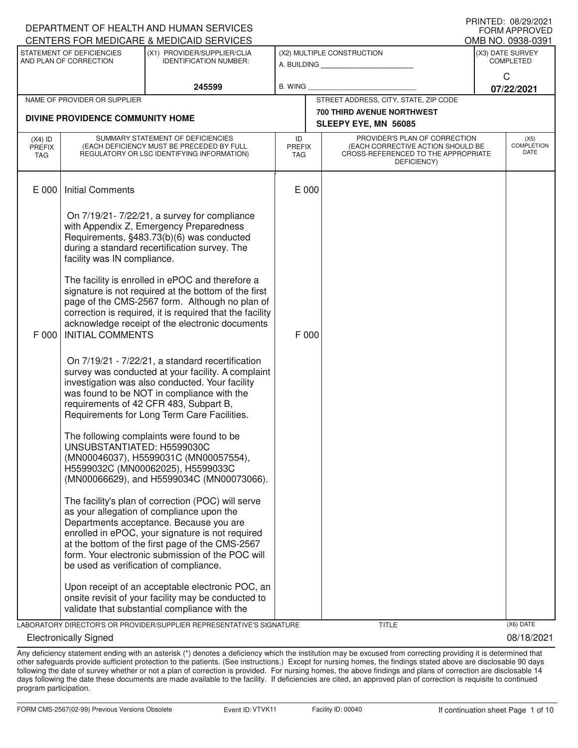DEPARTMENT OF HEALTH AND HUMAN SERVICES
CENTERS FOR MEDICARE & MEDICAID SERVICES

PRINTED: 08/29/2021
FORM APPROVED
OMB NO. 0938-0391

| STATEMENT OF DEFICIENCIES AND PLAN OF CORRECTION | (X1) PROVIDER/SUPPLIER/CLIA IDENTIFICATION NUMBER: | (X2) MULTIPLE CONSTRUCTION | (X3) DATE SURVEY COMPLETED |
|---|---|---|---|
| | 245599 | A. BUILDING ______ B. WING ______ | C 07/22/2021 |

| NAME OF PROVIDER OR SUPPLIER | STREET ADDRESS, CITY, STATE, ZIP CODE |
|---|---|
| DIVINE PROVIDENCE COMMUNITY HOME | 700 THIRD AVENUE NORTHWEST SLEEPY EYE, MN 56085 |

| (X4) ID PREFIX TAG | SUMMARY STATEMENT OF DEFICIENCIES (EACH DEFICIENCY MUST BE PRECEDED BY FULL REGULATORY OR LSC IDENTIFYING INFORMATION) | ID PREFIX TAG | PROVIDER'S PLAN OF CORRECTION (EACH CORRECTIVE ACTION SHOULD BE CROSS-REFERENCED TO THE APPROPRIATE DEFICIENCY) | (X5) COMPLETION DATE |
|---|---|---|---|---|
| E 000 | Initial Comments<br><br>On 7/19/21- 7/22/21, a survey for compliance with Appendix Z, Emergency Preparedness Requirements, §483.73(b)(6) was conducted during a standard recertification survey. The facility was IN compliance.<br><br>The facility is enrolled in ePOC and therefore a signature is not required at the bottom of the first page of the CMS-2567 form. Although no plan of correction is required, it is required that the facility acknowledge receipt of the electronic documents | E 000 | | |
| F 000 | INITIAL COMMENTS<br><br>On 7/19/21 - 7/22/21, a standard recertification survey was conducted at your facility. A complaint investigation was also conducted. Your facility was found to be NOT in compliance with the requirements of 42 CFR 483, Subpart B, Requirements for Long Term Care Facilities.<br><br>The following complaints were found to be UNSUBSTANTIATED: H5599030C (MN00046037), H5599031C (MN00057554), H5599032C (MN00062025), H5599033C (MN00066629), and H5599034C (MN00073066).<br><br>The facility's plan of correction (POC) will serve as your allegation of compliance upon the Departments acceptance. Because you are enrolled in ePOC, your signature is not required at the bottom of the first page of the CMS-2567 form. Your electronic submission of the POC will be used as verification of compliance.<br><br>Upon receipt of an acceptable electronic POC, an onsite revisit of your facility may be conducted to validate that substantial compliance with the | F 000 | | |

| LABORATORY DIRECTOR'S OR PROVIDER/SUPPLIER REPRESENTATIVE'S SIGNATURE | TITLE | (X6) DATE |
|---|---|---|
| Electronically Signed | | 08/18/2021 |

Any deficiency statement ending with an asterisk (*) denotes a deficiency which the institution may be excused from correcting providing it is determined that other safeguards provide sufficient protection to the patients. (See instructions.) Except for nursing homes, the findings stated above are disclosable 90 days following the date of survey whether or not a plan of correction is provided. For nursing homes, the above findings and plans of correction are disclosable 14 days following the date these documents are made available to the facility. If deficiencies are cited, an approved plan of correction is requisite to continued program participation.

FORM CMS-2567(02-99) Previous Versions Obsolete Event ID: VTVK11 Facility ID: 00040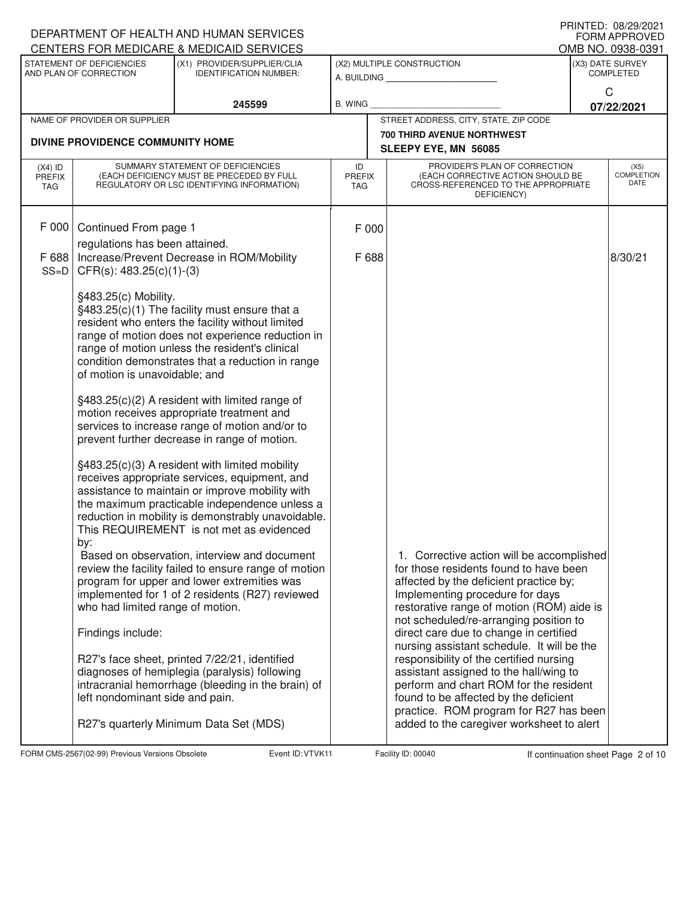DEPARTMENT OF HEALTH AND HUMAN SERVICES
CENTERS FOR MEDICARE & MEDICAID SERVICES

PRINTED: 08/29/2021
FORM APPROVED
OMB NO. 0938-0391

| STATEMENT OF DEFICIENCIES AND PLAN OF CORRECTION | (X1) PROVIDER/SUPPLIER/CLIA IDENTIFICATION NUMBER: | (X2) MULTIPLE CONSTRUCTION | (X3) DATE SURVEY COMPLETED |
|---|---|---|---|
| | 245599 | A. BUILDING ______ B. WING ______ | C 07/22/2021 |

| NAME OF PROVIDER OR SUPPLIER | STREET ADDRESS, CITY, STATE, ZIP CODE |
|---|---|
| DIVINE PROVIDENCE COMMUNITY HOME | 700 THIRD AVENUE NORTHWEST SLEEPY EYE, MN 56085 |

| (X4) ID PREFIX TAG | SUMMARY STATEMENT OF DEFICIENCIES (EACH DEFICIENCY MUST BE PRECEDED BY FULL REGULATORY OR LSC IDENTIFYING INFORMATION) | ID PREFIX TAG | PROVIDER'S PLAN OF CORRECTION (EACH CORRECTIVE ACTION SHOULD BE CROSS-REFERENCED TO THE APPROPRIATE DEFICIENCY) | (X5) COMPLETION DATE |
|---|---|---|---|---|
| F 000 | Continued From page 1<br>regulations has been attained. | F 000 | | |
| F 688<br>SS=D | Increase/Prevent Decrease in ROM/Mobility<br>CFR(s): 483.25(c)(1)-(3)<br><br>§483.25(c) Mobility.<br>§483.25(c)(1) The facility must ensure that a resident who enters the facility without limited range of motion does not experience reduction in range of motion unless the resident's clinical condition demonstrates that a reduction in range of motion is unavoidable; and<br><br>§483.25(c)(2) A resident with limited range of motion receives appropriate treatment and services to increase range of motion and/or to prevent further decrease in range of motion.<br><br>§483.25(c)(3) A resident with limited mobility receives appropriate services, equipment, and assistance to maintain or improve mobility with the maximum practicable independence unless a reduction in mobility is demonstrably unavoidable.<br>This REQUIREMENT is not met as evidenced by:<br>Based on observation, interview and document review the facility failed to ensure range of motion program for upper and lower extremities was implemented for 1 of 2 residents (R27) reviewed who had limited range of motion.<br><br>Findings include:<br><br>R27's face sheet, printed 7/22/21, identified diagnoses of hemiplegia (paralysis) following intracranial hemorrhage (bleeding in the brain) of left nondominant side and pain.<br><br>R27's quarterly Minimum Data Set (MDS) | F 688 | 1. Corrective action will be accomplished for those residents found to have been affected by the deficient practice by; Implementing procedure for days restorative range of motion (ROM) aide is not scheduled/re-arranging position to direct care due to change in certified nursing assistant schedule. It will be the responsibility of the certified nursing assistant assigned to the hall/wing to perform and chart ROM for the resident found to be affected by the deficient practice. ROM program for R27 has been added to the caregiver worksheet to alert | 8/30/21 |

FORM CMS-2567(02-99) Previous Versions Obsolete Event ID: VTVK11 Facility ID: 00040 If continuation sheet Page 2 of 10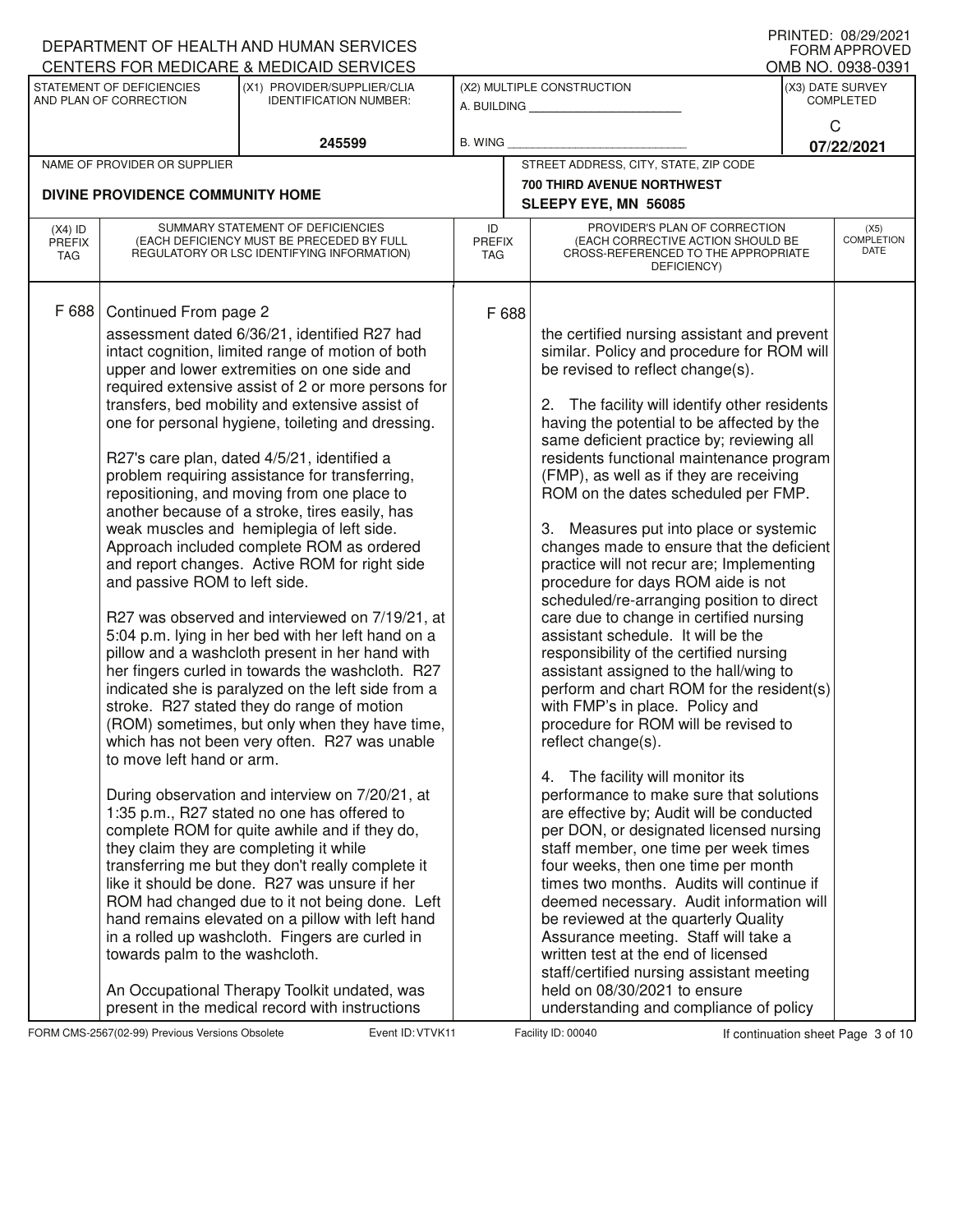DEPARTMENT OF HEALTH AND HUMAN SERVICES
CENTERS FOR MEDICARE & MEDICAID SERVICES

PRINTED: 08/29/2021
FORM APPROVED
OMB NO. 0938-0391

| STATEMENT OF DEFICIENCIES AND PLAN OF CORRECTION | (X1) PROVIDER/SUPPLIER/CLIA IDENTIFICATION NUMBER: | (X2) MULTIPLE CONSTRUCTION | (X3) DATE SURVEY COMPLETED |
|---|---|---|---|
| | 245599 | A. BUILDING ______ B. WING ______ | C 07/22/2021 |

| NAME OF PROVIDER OR SUPPLIER | STREET ADDRESS, CITY, STATE, ZIP CODE |
|---|---|
| DIVINE PROVIDENCE COMMUNITY HOME | 700 THIRD AVENUE NORTHWEST SLEEPY EYE, MN 56085 |

| (X4) ID PREFIX TAG | SUMMARY STATEMENT OF DEFICIENCIES (EACH DEFICIENCY MUST BE PRECEDED BY FULL REGULATORY OR LSC IDENTIFYING INFORMATION) | ID PREFIX TAG | PROVIDER'S PLAN OF CORRECTION (EACH CORRECTIVE ACTION SHOULD BE CROSS-REFERENCED TO THE APPROPRIATE DEFICIENCY) | (X5) COMPLETION DATE |
|---|---|---|---|---|
| F 688 | Continued From page 2<br>assessment dated 6/36/21, identified R27 had intact cognition, limited range of motion of both upper and lower extremities on one side and required extensive assist of 2 or more persons for transfers, bed mobility and extensive assist of one for personal hygiene, toileting and dressing.<br><br>R27's care plan, dated 4/5/21, identified a problem requiring assistance for transferring, repositioning, and moving from one place to another because of a stroke, tires easily, has weak muscles and hemiplegia of left side. Approach included complete ROM as ordered and report changes. Active ROM for right side and passive ROM to left side.<br><br>R27 was observed and interviewed on 7/19/21, at 5:04 p.m. lying in her bed with her left hand on a pillow and a washcloth present in her hand with her fingers curled in towards the washcloth. R27 indicated she is paralyzed on the left side from a stroke. R27 stated they do range of motion (ROM) sometimes, but only when they have time, which has not been very often. R27 was unable to move left hand or arm.<br><br>During observation and interview on 7/20/21, at 1:35 p.m., R27 stated no one has offered to complete ROM for quite awhile and if they do, they claim they are completing it while transferring me but they don't really complete it like it should be done. R27 was unsure if her ROM had changed due to it not being done. Left hand remains elevated on a pillow with left hand in a rolled up washcloth. Fingers are curled in towards palm to the washcloth.<br><br>An Occupational Therapy Toolkit undated, was present in the medical record with instructions | F 688 | the certified nursing assistant and prevent similar. Policy and procedure for ROM will be revised to reflect change(s).<br><br>2. The facility will identify other residents having the potential to be affected by the same deficient practice by; reviewing all residents functional maintenance program (FMP), as well as if they are receiving ROM on the dates scheduled per FMP.<br><br>3. Measures put into place or systemic changes made to ensure that the deficient practice will not recur are; Implementing procedure for days ROM aide is not scheduled/re-arranging position to direct care due to change in certified nursing assistant schedule. It will be the responsibility of the certified nursing assistant assigned to the hall/wing to perform and chart ROM for the resident(s) with FMP's in place. Policy and procedure for ROM will be revised to reflect change(s).<br><br>4. The facility will monitor its performance to make sure that solutions are effective by; Audit will be conducted per DON, or designated licensed nursing staff member, one time per week times four weeks, then one time per month times two months. Audits will continue if deemed necessary. Audit information will be reviewed at the quarterly Quality Assurance meeting. Staff will take a written test at the end of licensed staff/certified nursing assistant meeting held on 08/30/2021 to ensure understanding and compliance of policy | |

FORM CMS-2567(02-99) Previous Versions Obsolete Event ID: VTVK11 Facility ID: 00040 If continuation sheet Page 3 of 10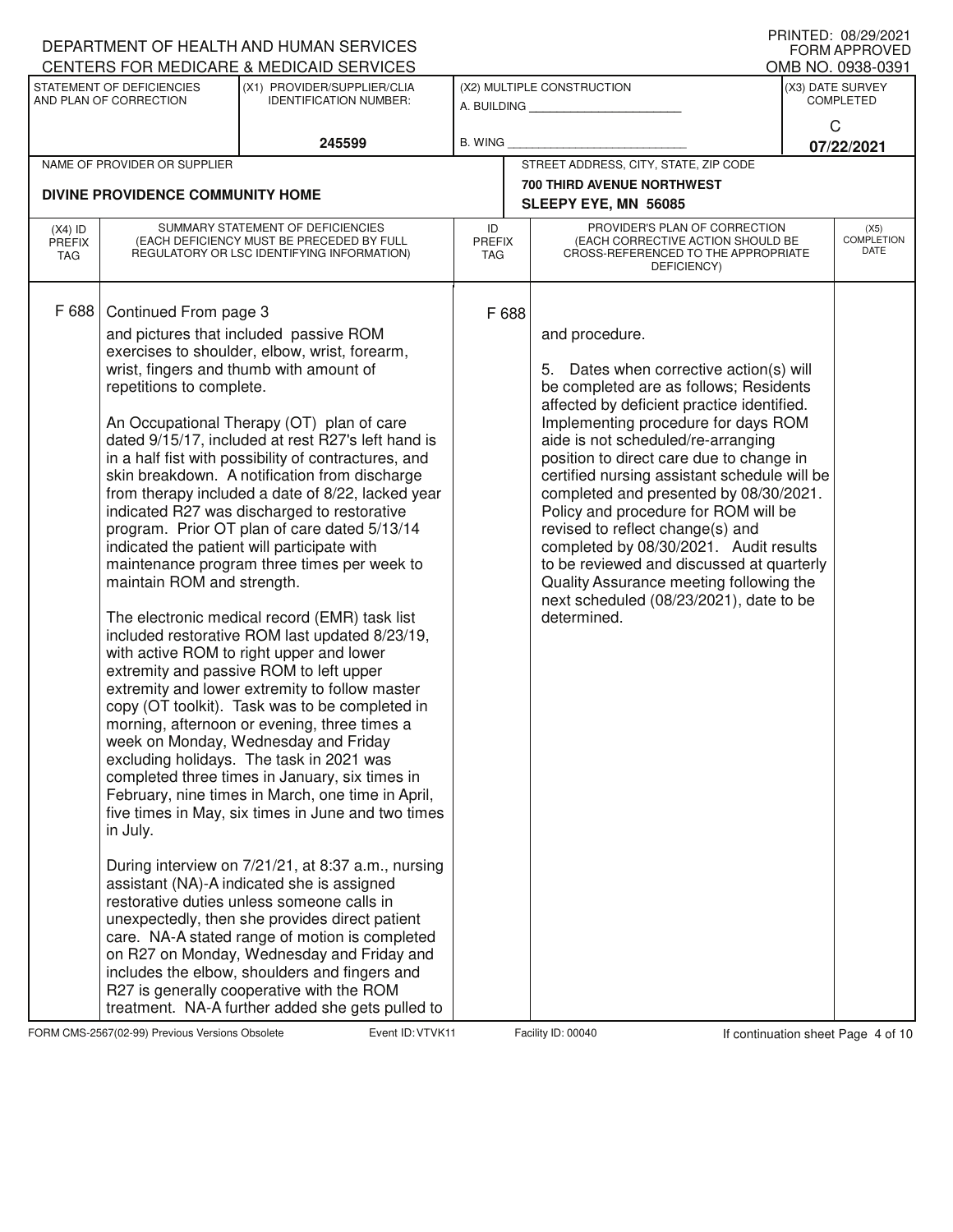| (X4) ID PREFIX TAG | SUMMARY STATEMENT OF DEFICIENCIES (EACH DEFICIENCY MUST BE PRECEDED BY FULL REGULATORY OR LSC IDENTIFYING INFORMATION) | ID PREFIX TAG | PROVIDER'S PLAN OF CORRECTION (EACH CORRECTIVE ACTION SHOULD BE CROSS-REFERENCED TO THE APPROPRIATE DEFICIENCY) | (X5) COMPLETION DATE |
|---|---|---|---|---|
| F 688 | Continued From page 3<br><br>and pictures that included passive ROM exercises to shoulder, elbow, wrist, forearm, wrist, fingers and thumb with amount of repetitions to complete.<br><br>An Occupational Therapy (OT) plan of care dated 9/15/17, included at rest R27's left hand is in a half fist with possibility of contractures, and skin breakdown. A notification from discharge from therapy included a date of 8/22, lacked year indicated R27 was discharged to restorative program. Prior OT plan of care dated 5/13/14 indicated the patient will participate with maintenance program three times per week to maintain ROM and strength.<br><br>The electronic medical record (EMR) task list included restorative ROM last updated 8/23/19, with active ROM to right upper and lower extremity and passive ROM to left upper extremity and lower extremity to follow master copy (OT toolkit). Task was to be completed in morning, afternoon or evening, three times a week on Monday, Wednesday and Friday excluding holidays. The task in 2021 was completed three times in January, six times in February, nine times in March, one time in April, five times in May, six times in June and two times in July.<br><br>During interview on 7/21/21, at 8:37 a.m., nursing assistant (NA)-A indicated she is assigned restorative duties unless someone calls in unexpectedly, then she provides direct patient care. NA-A stated range of motion is completed on R27 on Monday, Wednesday and Friday and includes the elbow, shoulders and fingers and R27 is generally cooperative with the ROM treatment. NA-A further added she gets pulled to | F 688 | and procedure.<br><br>5. Dates when corrective action(s) will be completed are as follows; Residents affected by deficient practice identified. Implementing procedure for days ROM aide is not scheduled/re-arranging position to direct care due to change in certified nursing assistant schedule will be completed and presented by 08/30/2021. Policy and procedure for ROM will be revised to reflect change(s) and completed by 08/30/2021. Audit results to be reviewed and discussed at quarterly Quality Assurance meeting following the next scheduled (08/23/2021), date to be determined. | |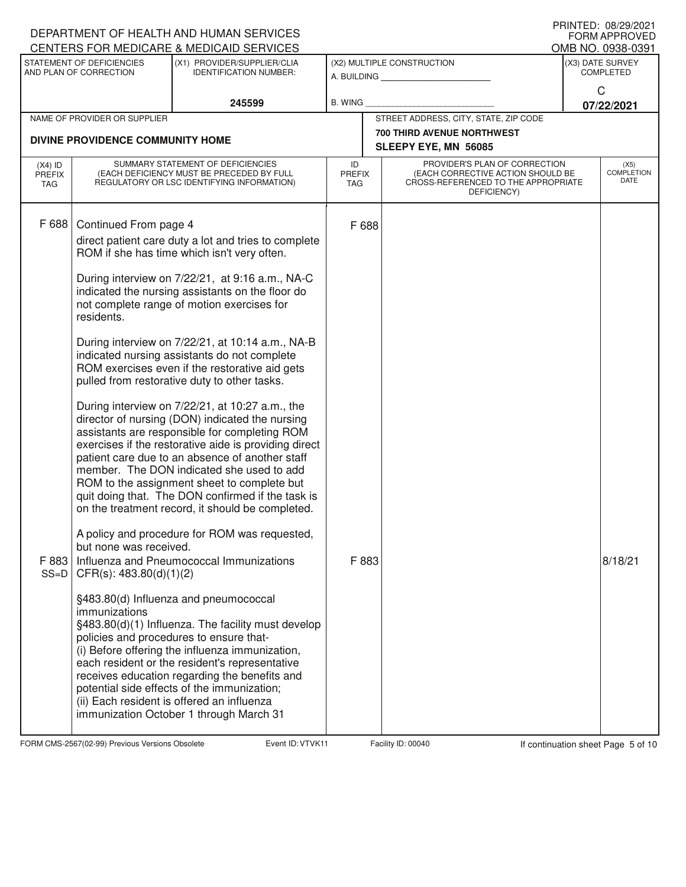DEPARTMENT OF HEALTH AND HUMAN SERVICES
CENTERS FOR MEDICARE & MEDICAID SERVICES

PRINTED: 08/29/2021
FORM APPROVED
OMB NO. 0938-0391

| STATEMENT OF DEFICIENCIES AND PLAN OF CORRECTION | (X1) PROVIDER/SUPPLIER/CLIA IDENTIFICATION NUMBER: | (X2) MULTIPLE CONSTRUCTION | (X3) DATE SURVEY COMPLETED |
|---|---|---|---|
| | 245599 | A. BUILDING ______ B. WING ______ | C 07/22/2021 |

| NAME OF PROVIDER OR SUPPLIER | STREET ADDRESS, CITY, STATE, ZIP CODE |
|---|---|
| DIVINE PROVIDENCE COMMUNITY HOME | 700 THIRD AVENUE NORTHWEST SLEEPY EYE, MN 56085 |

| (X4) ID PREFIX TAG | SUMMARY STATEMENT OF DEFICIENCIES (EACH DEFICIENCY MUST BE PRECEDED BY FULL REGULATORY OR LSC IDENTIFYING INFORMATION) | ID PREFIX TAG | PROVIDER'S PLAN OF CORRECTION (EACH CORRECTIVE ACTION SHOULD BE CROSS-REFERENCED TO THE APPROPRIATE DEFICIENCY) | (X5) COMPLETION DATE |
|---|---|---|---|---|
| F 688 | Continued From page 4<br>direct patient care duty a lot and tries to complete ROM if she has time which isn't very often.<br><br>During interview on 7/22/21, at 9:16 a.m., NA-C indicated the nursing assistants on the floor do not complete range of motion exercises for residents.<br><br>During interview on 7/22/21, at 10:14 a.m., NA-B indicated nursing assistants do not complete ROM exercises even if the restorative aid gets pulled from restorative duty to other tasks.<br><br>During interview on 7/22/21, at 10:27 a.m., the director of nursing (DON) indicated the nursing assistants are responsible for completing ROM exercises if the restorative aide is providing direct patient care due to an absence of another staff member. The DON indicated she used to add ROM to the assignment sheet to complete but quit doing that. The DON confirmed if the task is on the treatment record, it should be completed.<br><br>A policy and procedure for ROM was requested, but none was received. | F 688 | | |
| F 883 SS=D | Influenza and Pneumococcal Immunizations CFR(s): 483.80(d)(1)(2)<br><br>§483.80(d) Influenza and pneumococcal immunizations<br>§483.80(d)(1) Influenza. The facility must develop policies and procedures to ensure that-<br>(i) Before offering the influenza immunization, each resident or the resident's representative receives education regarding the benefits and potential side effects of the immunization;<br>(ii) Each resident is offered an influenza immunization October 1 through March 31 | F 883 | | 8/18/21 |

FORM CMS-2567(02-99) Previous Versions Obsolete Event ID: VTVK11 Facility ID: 00040 If continuation sheet Page 5 of 10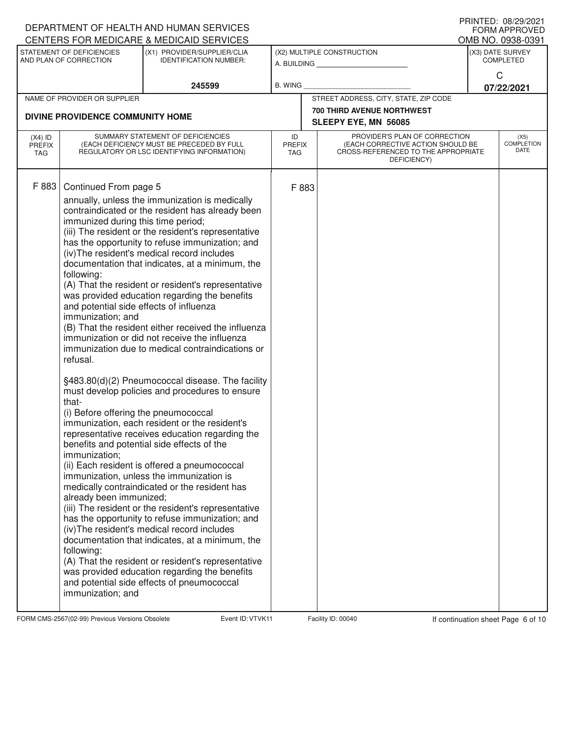DEPARTMENT OF HEALTH AND HUMAN SERVICES
CENTERS FOR MEDICARE & MEDICAID SERVICES

PRINTED: 08/29/2021
FORM APPROVED
OMB NO. 0938-0391

| STATEMENT OF DEFICIENCIES AND PLAN OF CORRECTION | (X1) PROVIDER/SUPPLIER/CLIA IDENTIFICATION NUMBER: | (X2) MULTIPLE CONSTRUCTION | (X3) DATE SURVEY COMPLETED |
|---|---|---|---|
| | 245599 | A. BUILDING ______ B. WING ______ | C 07/22/2021 |

| NAME OF PROVIDER OR SUPPLIER | STREET ADDRESS, CITY, STATE, ZIP CODE |
|---|---|
| DIVINE PROVIDENCE COMMUNITY HOME | 700 THIRD AVENUE NORTHWEST SLEEPY EYE, MN 56085 |

| (X4) ID PREFIX TAG | SUMMARY STATEMENT OF DEFICIENCIES (EACH DEFICIENCY MUST BE PRECEDED BY FULL REGULATORY OR LSC IDENTIFYING INFORMATION) | ID PREFIX TAG | PROVIDER'S PLAN OF CORRECTION (EACH CORRECTIVE ACTION SHOULD BE CROSS-REFERENCED TO THE APPROPRIATE DEFICIENCY) | (X5) COMPLETION DATE |
|---|---|---|---|---|
| F 883 | Continued From page 5 | F 883 | | |

annually, unless the immunization is medically contraindicated or the resident has already been immunized during this time period;
(iii) The resident or the resident's representative has the opportunity to refuse immunization; and
(iv)The resident's medical record includes documentation that indicates, at a minimum, the following:
(A) That the resident or resident's representative was provided education regarding the benefits and potential side effects of influenza immunization; and
(B) That the resident either received the influenza immunization or did not receive the influenza immunization due to medical contraindications or refusal.

§483.80(d)(2) Pneumococcal disease. The facility must develop policies and procedures to ensure that-
(i) Before offering the pneumococcal immunization, each resident or the resident's representative receives education regarding the benefits and potential side effects of the immunization;
(ii) Each resident is offered a pneumococcal immunization, unless the immunization is medically contraindicated or the resident has already been immunized;
(iii) The resident or the resident's representative has the opportunity to refuse immunization; and
(iv)The resident's medical record includes documentation that indicates, at a minimum, the following:
(A) That the resident or resident's representative was provided education regarding the benefits and potential side effects of pneumococcal immunization; and

FORM CMS-2567(02-99) Previous Versions Obsolete Event ID: VTVK11 Facility ID: 00040 If continuation sheet Page 6 of 10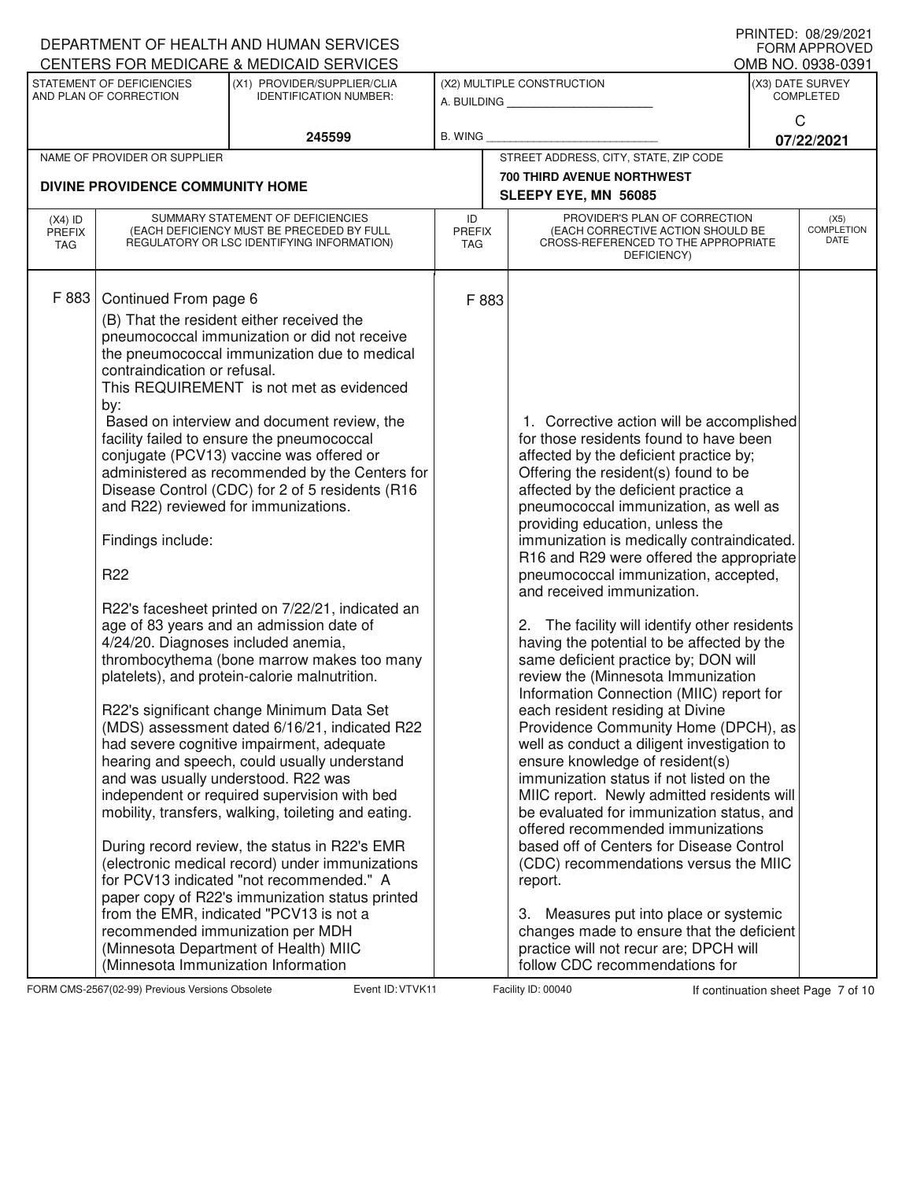DEPARTMENT OF HEALTH AND HUMAN SERVICES
CENTERS FOR MEDICARE & MEDICAID SERVICES

PRINTED: 08/29/2021
FORM APPROVED
OMB NO. 0938-0391

| STATEMENT OF DEFICIENCIES AND PLAN OF CORRECTION | (X1) PROVIDER/SUPPLIER/CLIA IDENTIFICATION NUMBER: | (X2) MULTIPLE CONSTRUCTION | (X3) DATE SURVEY COMPLETED |
|---|---|---|---|
| | 245599 | A. BUILDING ______ B. WING ______ | C 07/22/2021 |

| NAME OF PROVIDER OR SUPPLIER | STREET ADDRESS, CITY, STATE, ZIP CODE |
|---|---|
| DIVINE PROVIDENCE COMMUNITY HOME | 700 THIRD AVENUE NORTHWEST SLEEPY EYE, MN 56085 |

| (X4) ID PREFIX TAG | SUMMARY STATEMENT OF DEFICIENCIES (EACH DEFICIENCY MUST BE PRECEDED BY FULL REGULATORY OR LSC IDENTIFYING INFORMATION) | ID PREFIX TAG | PROVIDER'S PLAN OF CORRECTION (EACH CORRECTIVE ACTION SHOULD BE CROSS-REFERENCED TO THE APPROPRIATE DEFICIENCY) | (X5) COMPLETION DATE |
|---|---|---|---|---|
| F 883 | Continued From page 6<br>(B) That the resident either received the pneumococcal immunization or did not receive the pneumococcal immunization due to medical contraindication or refusal.<br>This REQUIREMENT is not met as evidenced by:<br>Based on interview and document review, the facility failed to ensure the pneumococcal conjugate (PCV13) vaccine was offered or administered as recommended by the Centers for Disease Control (CDC) for 2 of 5 residents (R16 and R22) reviewed for immunizations.<br><br>Findings include:<br><br>R22<br><br>R22's facesheet printed on 7/22/21, indicated an age of 83 years and an admission date of 4/24/20. Diagnoses included anemia, thrombocythema (bone marrow makes too many platelets), and protein-calorie malnutrition.<br><br>R22's significant change Minimum Data Set (MDS) assessment dated 6/16/21, indicated R22 had severe cognitive impairment, adequate hearing and speech, could usually understand and was usually understood. R22 was independent or required supervision with bed mobility, transfers, walking, toileting and eating.<br><br>During record review, the status in R22's EMR (electronic medical record) under immunizations for PCV13 indicated "not recommended." A paper copy of R22's immunization status printed from the EMR, indicated "PCV13 is not a recommended immunization per MDH (Minnesota Department of Health) MIIC (Minnesota Immunization Information | F 883 | 1. Corrective action will be accomplished for those residents found to have been affected by the deficient practice by; Offering the resident(s) found to be affected by the deficient practice a pneumococcal immunization, as well as providing education, unless the immunization is medically contraindicated. R16 and R29 were offered the appropriate pneumococcal immunization, accepted, and received immunization.<br><br>2. The facility will identify other residents having the potential to be affected by the same deficient practice by; DON will review the (Minnesota Immunization Information Connection (MIIC) report for each resident residing at Divine Providence Community Home (DPCH), as well as conduct a diligent investigation to ensure knowledge of resident(s) immunization status if not listed on the MIIC report. Newly admitted residents will be evaluated for immunization status, and offered recommended immunizations based off of Centers for Disease Control (CDC) recommendations versus the MIIC report.<br><br>3. Measures put into place or systemic changes made to ensure that the deficient practice will not recur are; DPCH will follow CDC recommendations for | |

FORM CMS-2567(02-99) Previous Versions Obsolete Event ID: VTVK11 Facility ID: 00040 If continuation sheet Page 7 of 10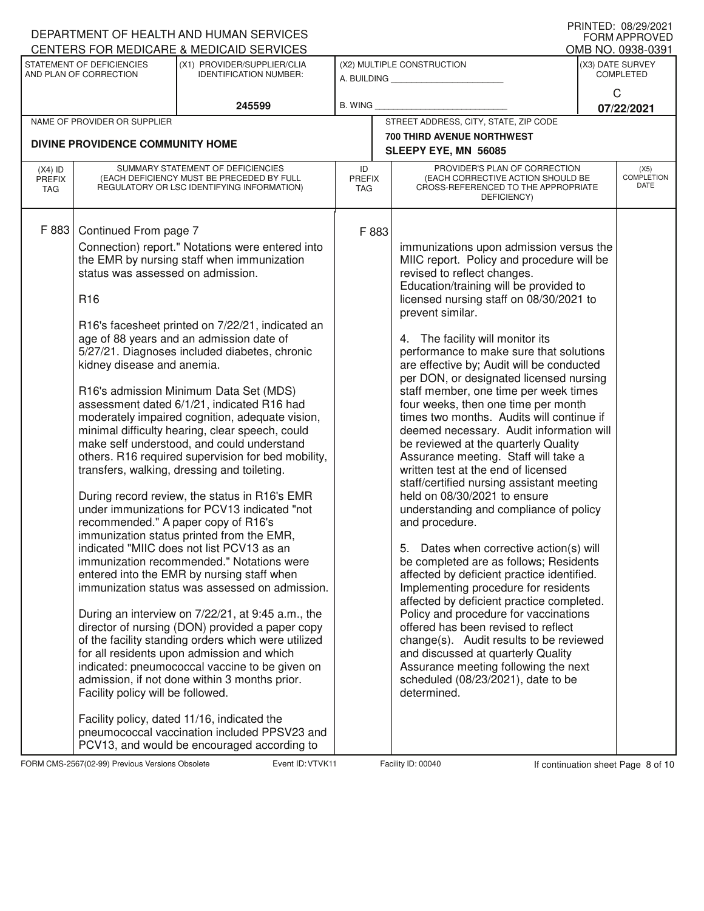DEPARTMENT OF HEALTH AND HUMAN SERVICES
CENTERS FOR MEDICARE & MEDICAID SERVICES

PRINTED: 08/29/2021
FORM APPROVED
OMB NO. 0938-0391

| STATEMENT OF DEFICIENCIES AND PLAN OF CORRECTION | (X1) PROVIDER/SUPPLIER/CLIA IDENTIFICATION NUMBER: | (X2) MULTIPLE CONSTRUCTION | (X3) DATE SURVEY COMPLETED |
|---|---|---|---|
| | 245599 | A. BUILDING _______ B. WING _______ | C 07/22/2021 |

| NAME OF PROVIDER OR SUPPLIER | STREET ADDRESS, CITY, STATE, ZIP CODE |
|---|---|
| DIVINE PROVIDENCE COMMUNITY HOME | 700 THIRD AVENUE NORTHWEST SLEEPY EYE, MN 56085 |

| (X4) ID PREFIX TAG | SUMMARY STATEMENT OF DEFICIENCIES (EACH DEFICIENCY MUST BE PRECEDED BY FULL REGULATORY OR LSC IDENTIFYING INFORMATION) | ID PREFIX TAG | PROVIDER'S PLAN OF CORRECTION (EACH CORRECTIVE ACTION SHOULD BE CROSS-REFERENCED TO THE APPROPRIATE DEFICIENCY) | (X5) COMPLETION DATE |
|---|---|---|---|---|
| F 883 | Continued From page 7<br><br>Connection) report." Notations were entered into the EMR by nursing staff when immunization status was assessed on admission.<br><br>R16<br><br>R16's facesheet printed on 7/22/21, indicated an age of 88 years and an admission date of 5/27/21. Diagnoses included diabetes, chronic kidney disease and anemia.<br><br>R16's admission Minimum Data Set (MDS) assessment dated 6/1/21, indicated R16 had moderately impaired cognition, adequate vision, minimal difficulty hearing, clear speech, could make self understood, and could understand others. R16 required supervision for bed mobility, transfers, walking, dressing and toileting.<br><br>During record review, the status in R16's EMR under immunizations for PCV13 indicated "not recommended." A paper copy of R16's immunization status printed from the EMR, indicated "MIIC does not list PCV13 as an immunization recommended." Notations were entered into the EMR by nursing staff when immunization status was assessed on admission.<br><br>During an interview on 7/22/21, at 9:45 a.m., the director of nursing (DON) provided a paper copy of the facility standing orders which were utilized for all residents upon admission and which indicated: pneumococcal vaccine to be given on admission, if not done within 3 months prior. Facility policy will be followed.<br><br>Facility policy, dated 11/16, indicated the pneumococcal vaccination included PPSV23 and PCV13, and would be encouraged according to | F 883 | immunizations upon admission versus the MIIC report. Policy and procedure will be revised to reflect changes. Education/training will be provided to licensed nursing staff on 08/30/2021 to prevent similar.<br><br>4. The facility will monitor its performance to make sure that solutions are effective by; Audit will be conducted per DON, or designated licensed nursing staff member, one time per week times four weeks, then one time per month times two months. Audits will continue if deemed necessary. Audit information will be reviewed at the quarterly Quality Assurance meeting. Staff will take a written test at the end of licensed staff/certified nursing assistant meeting held on 08/30/2021 to ensure understanding and compliance of policy and procedure.<br><br>5. Dates when corrective action(s) will be completed are as follows; Residents affected by deficient practice identified. Implementing procedure for residents affected by deficient practice completed. Policy and procedure for vaccinations offered has been revised to reflect change(s). Audit results to be reviewed and discussed at quarterly Quality Assurance meeting following the next scheduled (08/23/2021), date to be determined. | |

FORM CMS-2567(02-99) Previous Versions Obsolete Event ID: VTVK11 Facility ID: 00040 If continuation sheet Page 8 of 10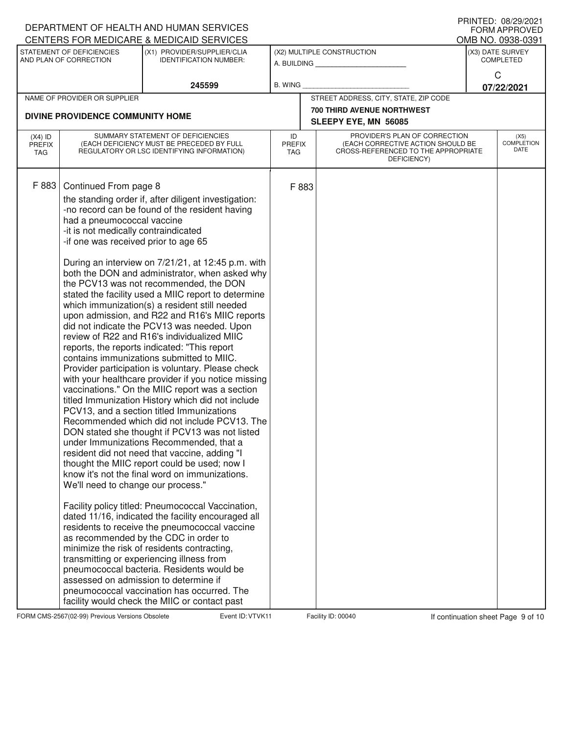DEPARTMENT OF HEALTH AND HUMAN SERVICES
CENTERS FOR MEDICARE & MEDICAID SERVICES

PRINTED: 08/29/2021
FORM APPROVED
OMB NO. 0938-0391

| STATEMENT OF DEFICIENCIES AND PLAN OF CORRECTION | (X1) PROVIDER/SUPPLIER/CLIA IDENTIFICATION NUMBER: | (X2) MULTIPLE CONSTRUCTION | (X3) DATE SURVEY COMPLETED |
|---|---|---|---|
| | 245599 | A. BUILDING ______ B. WING ______ | C 07/22/2021 |

| NAME OF PROVIDER OR SUPPLIER | STREET ADDRESS, CITY, STATE, ZIP CODE |
|---|---|
| DIVINE PROVIDENCE COMMUNITY HOME | 700 THIRD AVENUE NORTHWEST SLEEPY EYE, MN 56085 |

| (X4) ID PREFIX TAG | SUMMARY STATEMENT OF DEFICIENCIES (EACH DEFICIENCY MUST BE PRECEDED BY FULL REGULATORY OR LSC IDENTIFYING INFORMATION) | ID PREFIX TAG | PROVIDER'S PLAN OF CORRECTION (EACH CORRECTIVE ACTION SHOULD BE CROSS-REFERENCED TO THE APPROPRIATE DEFICIENCY) | (X5) COMPLETION DATE |
|---|---|---|---|---|
| F 883 | Continued From page 8<br>the standing order if, after diligent investigation:<br>-no record can be found of the resident having had a pneumococcal vaccine<br>-it is not medically contraindicated<br>-if one was received prior to age 65<br><br>During an interview on 7/21/21, at 12:45 p.m. with both the DON and administrator, when asked why the PCV13 was not recommended, the DON stated the facility used a MIIC report to determine which immunization(s) a resident still needed upon admission, and R22 and R16's MIIC reports did not indicate the PCV13 was needed. Upon review of R22 and R16's individualized MIIC reports, the reports indicated: "This report contains immunizations submitted to MIIC. Provider participation is voluntary. Please check with your healthcare provider if you notice missing vaccinations." On the MIIC report was a section titled Immunization History which did not include PCV13, and a section titled Immunizations Recommended which did not include PCV13. The DON stated she thought if PCV13 was not listed under Immunizations Recommended, that a resident did not need that vaccine, adding "I thought the MIIC report could be used; now I know it's not the final word on immunizations. We'll need to change our process."<br><br>Facility policy titled: Pneumococcal Vaccination, dated 11/16, indicated the facility encouraged all residents to receive the pneumococcal vaccine as recommended by the CDC in order to minimize the risk of residents contracting, transmitting or experiencing illness from pneumococcal bacteria. Residents would be assessed on admission to determine if pneumococcal vaccination has occurred. The facility would check the MIIC or contact past | F 883 | | |

FORM CMS-2567(02-99) Previous Versions Obsolete    Event ID: VTVK11    Facility ID: 00040    If continuation sheet Page 9 of 10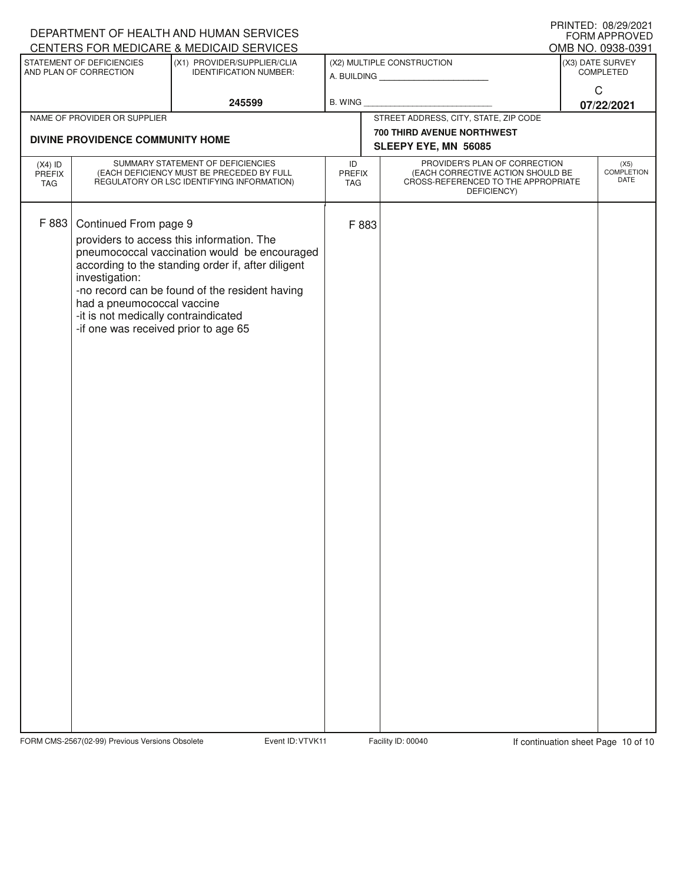DEPARTMENT OF HEALTH AND HUMAN SERVICES
CENTERS FOR MEDICARE & MEDICAID SERVICES

PRINTED: 08/29/2021
FORM APPROVED
OMB NO. 0938-0391

| STATEMENT OF DEFICIENCIES AND PLAN OF CORRECTION | (X1) PROVIDER/SUPPLIER/CLIA IDENTIFICATION NUMBER: | (X2) MULTIPLE CONSTRUCTION | (X3) DATE SURVEY COMPLETED |
|---|---|---|---|
| | 245599 | A. BUILDING ______ B. WING ______ | C 07/22/2021 |

| NAME OF PROVIDER OR SUPPLIER | STREET ADDRESS, CITY, STATE, ZIP CODE |
|---|---|
| DIVINE PROVIDENCE COMMUNITY HOME | 700 THIRD AVENUE NORTHWEST SLEEPY EYE, MN 56085 |

| (X4) ID PREFIX TAG | SUMMARY STATEMENT OF DEFICIENCIES (EACH DEFICIENCY MUST BE PRECEDED BY FULL REGULATORY OR LSC IDENTIFYING INFORMATION) | ID PREFIX TAG | PROVIDER'S PLAN OF CORRECTION (EACH CORRECTIVE ACTION SHOULD BE CROSS-REFERENCED TO THE APPROPRIATE DEFICIENCY) | (X5) COMPLETION DATE |
|---|---|---|---|---|
| F 883 | Continued From page 9<br>providers to access this information. The pneumococcal vaccination would be encouraged according to the standing order if, after diligent investigation:<br>-no record can be found of the resident having had a pneumococcal vaccine<br>-it is not medically contraindicated<br>-if one was received prior to age 65 | F 883 | | |

FORM CMS-2567(02-99) Previous Versions Obsolete Event ID: VTVK11 Facility ID: 00040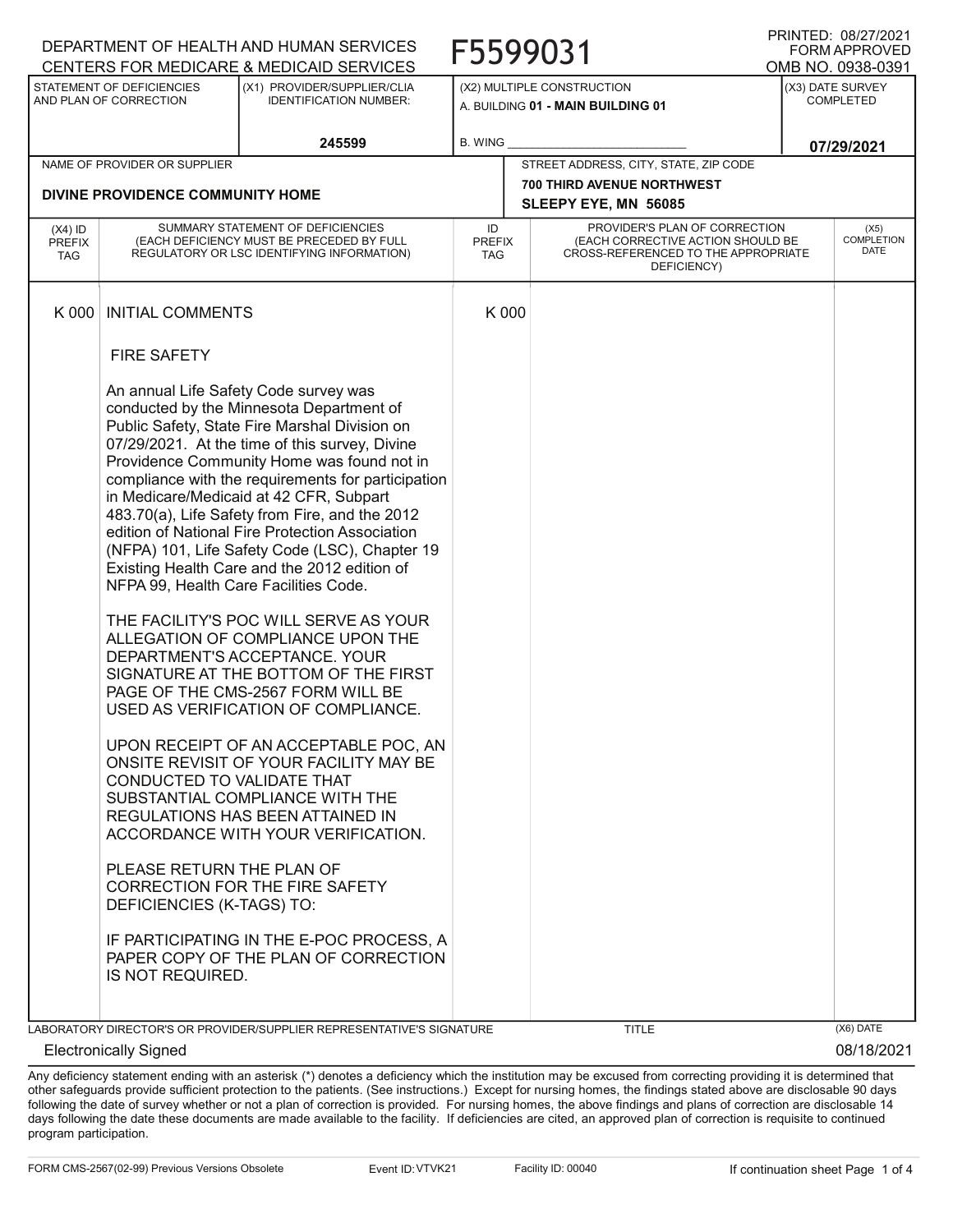DEPARTMENT OF HEALTH AND HUMAN SERVICES
CENTERS FOR MEDICARE & MEDICAID SERVICES

F5599031

PRINTED: 08/27/2021
FORM APPROVED
OMB NO. 0938-0391

| STATEMENT OF DEFICIENCIES AND PLAN OF CORRECTION | (X1) PROVIDER/SUPPLIER/CLIA IDENTIFICATION NUMBER: | (X2) MULTIPLE CONSTRUCTION | (X3) DATE SURVEY COMPLETED |
|---|---|---|---|
| | 245599 | A. BUILDING 01 - MAIN BUILDING 01<br>B. WING | 07/29/2021 |

| NAME OF PROVIDER OR SUPPLIER | STREET ADDRESS, CITY, STATE, ZIP CODE |
|---|---|
| DIVINE PROVIDENCE COMMUNITY HOME | 700 THIRD AVENUE NORTHWEST<br>SLEEPY EYE, MN 56085 |

| (X4) ID PREFIX TAG | SUMMARY STATEMENT OF DEFICIENCIES (EACH DEFICIENCY MUST BE PRECEDED BY FULL REGULATORY OR LSC IDENTIFYING INFORMATION) | ID PREFIX TAG | PROVIDER'S PLAN OF CORRECTION (EACH CORRECTIVE ACTION SHOULD BE CROSS-REFERENCED TO THE APPROPRIATE DEFICIENCY) | (X5) COMPLETION DATE |
|---|---|---|---|---|
| K 000 | INITIAL COMMENTS<br><br>FIRE SAFETY<br><br>An annual Life Safety Code survey was conducted by the Minnesota Department of Public Safety, State Fire Marshal Division on 07/29/2021. At the time of this survey, Divine Providence Community Home was found not in compliance with the requirements for participation in Medicare/Medicaid at 42 CFR, Subpart 483.70(a), Life Safety from Fire, and the 2012 edition of National Fire Protection Association (NFPA) 101, Life Safety Code (LSC), Chapter 19 Existing Health Care and the 2012 edition of NFPA 99, Health Care Facilities Code.<br><br>THE FACILITY'S POC WILL SERVE AS YOUR ALLEGATION OF COMPLIANCE UPON THE DEPARTMENT'S ACCEPTANCE. YOUR SIGNATURE AT THE BOTTOM OF THE FIRST PAGE OF THE CMS-2567 FORM WILL BE USED AS VERIFICATION OF COMPLIANCE.<br><br>UPON RECEIPT OF AN ACCEPTABLE POC, AN ONSITE REVISIT OF YOUR FACILITY MAY BE CONDUCTED TO VALIDATE THAT SUBSTANTIAL COMPLIANCE WITH THE REGULATIONS HAS BEEN ATTAINED IN ACCORDANCE WITH YOUR VERIFICATION.<br><br>PLEASE RETURN THE PLAN OF CORRECTION FOR THE FIRE SAFETY DEFICIENCIES (K-TAGS) TO:<br><br>IF PARTICIPATING IN THE E-POC PROCESS, A PAPER COPY OF THE PLAN OF CORRECTION IS NOT REQUIRED. | K 000 | | |

| LABORATORY DIRECTOR'S OR PROVIDER/SUPPLIER REPRESENTATIVE'S SIGNATURE | TITLE | (X6) DATE |
|---|---|---|
| Electronically Signed | | 08/18/2021 |

Any deficiency statement ending with an asterisk (*) denotes a deficiency which the institution may be excused from correcting providing it is determined that other safeguards provide sufficient protection to the patients. (See instructions.) Except for nursing homes, the findings stated above are disclosable 90 days following the date of survey whether or not a plan of correction is provided. For nursing homes, the above findings and plans of correction are disclosable 14 days following the date these documents are made available to the facility. If deficiencies are cited, an approved plan of correction is requisite to continued program participation.

FORM CMS-2567(02-99) Previous Versions Obsolete Event ID: VTVK21 Facility ID: 00040 If continuation sheet Page 1 of 4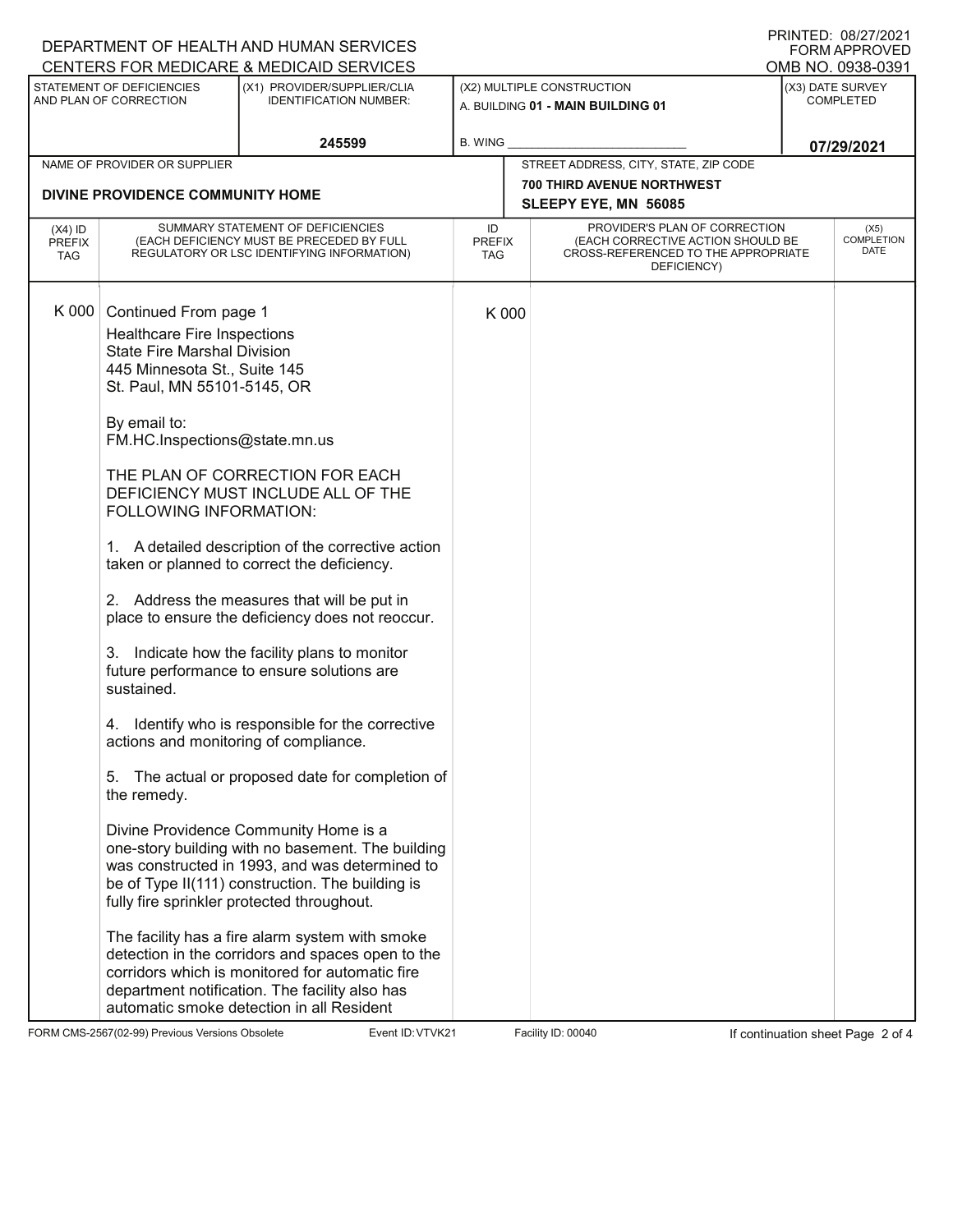DEPARTMENT OF HEALTH AND HUMAN SERVICES
CENTERS FOR MEDICARE & MEDICAID SERVICES

PRINTED: 08/27/2021
FORM APPROVED
OMB NO. 0938-0391

| STATEMENT OF DEFICIENCIES AND PLAN OF CORRECTION | (X1) PROVIDER/SUPPLIER/CLIA IDENTIFICATION NUMBER: | (X2) MULTIPLE CONSTRUCTION | (X3) DATE SURVEY COMPLETED |
|---|---|---|---|
| | 245599 | A. BUILDING 01 - MAIN BUILDING 01<br>B. WING ___ | 07/29/2021 |

| NAME OF PROVIDER OR SUPPLIER | STREET ADDRESS, CITY, STATE, ZIP CODE |
|---|---|
| DIVINE PROVIDENCE COMMUNITY HOME | 700 THIRD AVENUE NORTHWEST<br>SLEEPY EYE, MN 56085 |

| (X4) ID PREFIX TAG | SUMMARY STATEMENT OF DEFICIENCIES (EACH DEFICIENCY MUST BE PRECEDED BY FULL REGULATORY OR LSC IDENTIFYING INFORMATION) | ID PREFIX TAG | PROVIDER'S PLAN OF CORRECTION (EACH CORRECTIVE ACTION SHOULD BE CROSS-REFERENCED TO THE APPROPRIATE DEFICIENCY) | (X5) COMPLETION DATE |
|---|---|---|---|---|
| K 000 | Continued From page 1 | K 000 | | |

Healthcare Fire Inspections
State Fire Marshal Division
445 Minnesota St., Suite 145
St. Paul, MN 55101-5145, OR

By email to:
FM.HC.Inspections@state.mn.us

THE PLAN OF CORRECTION FOR EACH DEFICIENCY MUST INCLUDE ALL OF THE FOLLOWING INFORMATION:

1. A detailed description of the corrective action taken or planned to correct the deficiency.

2. Address the measures that will be put in place to ensure the deficiency does not reoccur.

3. Indicate how the facility plans to monitor future performance to ensure solutions are sustained.

4. Identify who is responsible for the corrective actions and monitoring of compliance.

5. The actual or proposed date for completion of the remedy.

Divine Providence Community Home is a one-story building with no basement. The building was constructed in 1993, and was determined to be of Type II(111) construction. The building is fully fire sprinkler protected throughout.

The facility has a fire alarm system with smoke detection in the corridors and spaces open to the corridors which is monitored for automatic fire department notification. The facility also has automatic smoke detection in all Resident

FORM CMS-2567(02-99) Previous Versions Obsolete — Event ID: VTVK21 — Facility ID: 00040 — If continuation sheet Page 2 of 4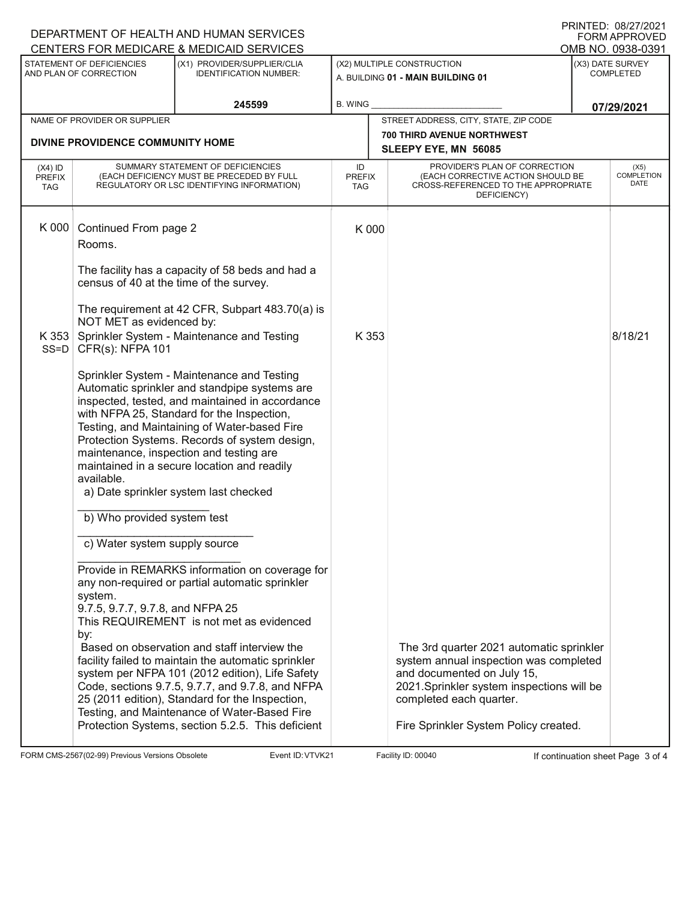DEPARTMENT OF HEALTH AND HUMAN SERVICES
CENTERS FOR MEDICARE & MEDICAID SERVICES

PRINTED: 08/27/2021
FORM APPROVED
OMB NO. 0938-0391

| STATEMENT OF DEFICIENCIES AND PLAN OF CORRECTION | (X1) PROVIDER/SUPPLIER/CLIA IDENTIFICATION NUMBER: | (X2) MULTIPLE CONSTRUCTION | (X3) DATE SURVEY COMPLETED |
|---|---|---|---|
| | 245599 | A. BUILDING 01 - MAIN BUILDING 01<br>B. WING | 07/29/2021 |

| NAME OF PROVIDER OR SUPPLIER | STREET ADDRESS, CITY, STATE, ZIP CODE |
|---|---|
| DIVINE PROVIDENCE COMMUNITY HOME | 700 THIRD AVENUE NORTHWEST<br>SLEEPY EYE, MN 56085 |

| (X4) ID PREFIX TAG | SUMMARY STATEMENT OF DEFICIENCIES (EACH DEFICIENCY MUST BE PRECEDED BY FULL REGULATORY OR LSC IDENTIFYING INFORMATION) | ID PREFIX TAG | PROVIDER'S PLAN OF CORRECTION (EACH CORRECTIVE ACTION SHOULD BE CROSS-REFERENCED TO THE APPROPRIATE DEFICIENCY) | (X5) COMPLETION DATE |
|---|---|---|---|---|
| K 000 | Continued From page 2<br>Rooms.<br><br>The facility has a capacity of 58 beds and had a census of 40 at the time of the survey.<br><br>The requirement at 42 CFR, Subpart 483.70(a) is NOT MET as evidenced by: | K 000 | | |
| K 353<br>SS=D | Sprinkler System - Maintenance and Testing<br>CFR(s): NFPA 101<br><br>Sprinkler System - Maintenance and Testing<br>Automatic sprinkler and standpipe systems are inspected, tested, and maintained in accordance with NFPA 25, Standard for the Inspection, Testing, and Maintaining of Water-based Fire Protection Systems. Records of system design, maintenance, inspection and testing are maintained in a secure location and readily available.<br>a) Date sprinkler system last checked<br>_______________<br>b) Who provided system test<br>_______________<br>c) Water system supply source<br>_______________<br>Provide in REMARKS information on coverage for any non-required or partial automatic sprinkler system.<br>9.7.5, 9.7.7, 9.7.8, and NFPA 25<br>This REQUIREMENT is not met as evidenced by:<br>Based on observation and staff interview the facility failed to maintain the automatic sprinkler system per NFPA 101 (2012 edition), Life Safety Code, sections 9.7.5, 9.7.7, and 9.7.8, and NFPA 25 (2011 edition), Standard for the Inspection, Testing, and Maintenance of Water-Based Fire Protection Systems, section 5.2.5. This deficient | K 353 | The 3rd quarter 2021 automatic sprinkler system annual inspection was completed and documented on July 15, 2021.Sprinkler system inspections will be completed each quarter.<br><br>Fire Sprinkler System Policy created. | 8/18/21 |

FORM CMS-2567(02-99) Previous Versions Obsolete | Event ID: VTVK21 | Facility ID: 00040 | If continuation sheet Page 3 of 4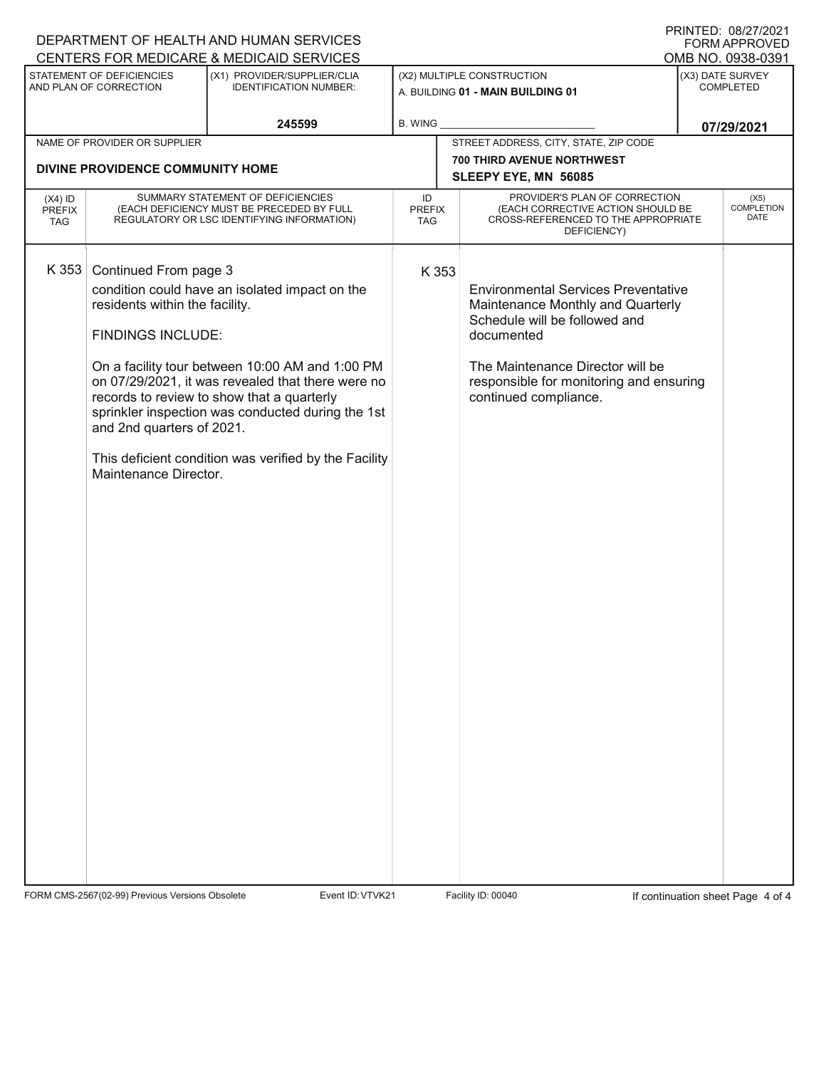DEPARTMENT OF HEALTH AND HUMAN SERVICES
CENTERS FOR MEDICARE & MEDICAID SERVICES

PRINTED: 08/27/2021
FORM APPROVED
OMB NO. 0938-0391

| STATEMENT OF DEFICIENCIES AND PLAN OF CORRECTION | (X1) PROVIDER/SUPPLIER/CLIA IDENTIFICATION NUMBER: | (X2) MULTIPLE CONSTRUCTION | (X3) DATE SURVEY COMPLETED |
|---|---|---|---|
| | 245599 | A. BUILDING **01 - MAIN BUILDING 01** B. WING | **07/29/2021** |

| NAME OF PROVIDER OR SUPPLIER | STREET ADDRESS, CITY, STATE, ZIP CODE |
|---|---|
| **DIVINE PROVIDENCE COMMUNITY HOME** | **700 THIRD AVENUE NORTHWEST SLEEPY EYE, MN 56085** |

| (X4) ID PREFIX TAG | SUMMARY STATEMENT OF DEFICIENCIES (EACH DEFICIENCY MUST BE PRECEDED BY FULL REGULATORY OR LSC IDENTIFYING INFORMATION) | ID PREFIX TAG | PROVIDER'S PLAN OF CORRECTION (EACH CORRECTIVE ACTION SHOULD BE CROSS-REFERENCED TO THE APPROPRIATE DEFICIENCY) | (X5) COMPLETION DATE |
|---|---|---|---|---|
| K 353 | Continued From page 3<br>condition could have an isolated impact on the residents within the facility.<br><br>FINDINGS INCLUDE:<br><br>On a facility tour between 10:00 AM and 1:00 PM on 07/29/2021, it was revealed that there were no records to review to show that a quarterly sprinkler inspection was conducted during the 1st and 2nd quarters of 2021.<br><br>This deficient condition was verified by the Facility Maintenance Director. | K 353 | Environmental Services Preventative Maintenance Monthly and Quarterly Schedule will be followed and documented<br><br>The Maintenance Director will be responsible for monitoring and ensuring continued compliance. | |

FORM CMS-2567(02-99) Previous Versions Obsolete Event ID: VTVK21 Facility ID: 00040